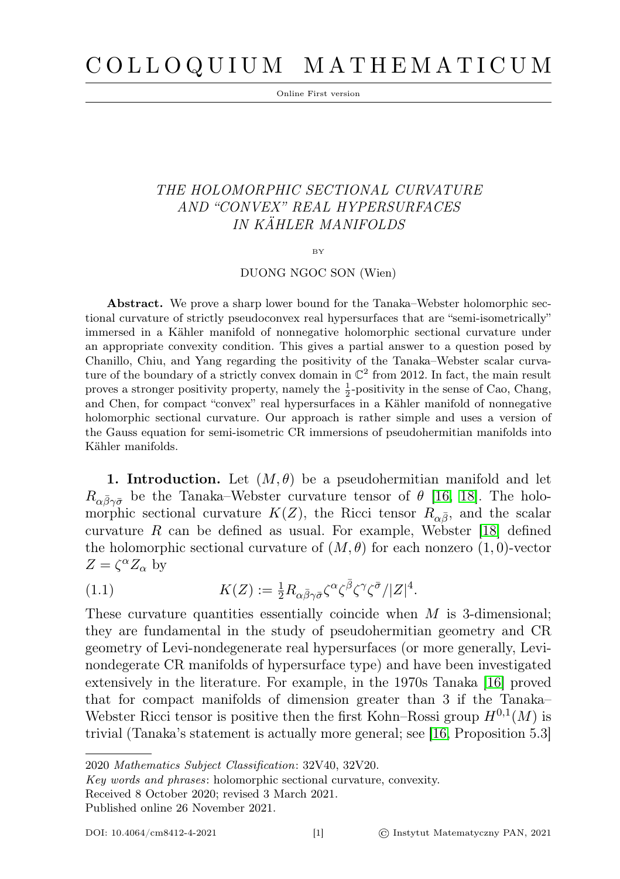# COLLOQUIUM MATHEMATICUM

Online First version

## THE HOLOMORPHIC SECTIONAL CURVATURE AND "CONVEX" REAL HYPERSURFACES IN KÄHLER MANIFOLDS

BY

DUONG NGOC SON (Wien)

**Abstract.** We prove a sharp lower bound for the Tanaka–Webster holomorphic sectional curvature of strictly pseudoconvex real hypersurfaces that are "semi-isometrically" immersed in a Kähler manifold of nonnegative holomorphic sectional curvature under an appropriate convexity condition. This gives a partial answer to a question posed by Chanillo, Chiu, and Yang regarding the positivity of the Tanaka–Webster scalar curvature of the boundary of a strictly convex domain in $\mathbb{C}^2$ from 2012. In fact, the main result proves a stronger positivity property, namely the $\frac{1}{2}$-positivity in the sense of Cao, Chang, and Chen, for compact "convex" real hypersurfaces in a Kähler manifold of nonnegative holomorphic sectional curvature. Our approach is rather simple and uses a version of the Gauss equation for semi-isometric CR immersions of pseudohermitian manifolds into Kähler manifolds.

**1. Introduction.** Let $(M, \theta)$ be a pseudohermitian manifold and let $R_{\alpha\bar{\beta}\gamma\bar{\sigma}}$ be the Tanaka–Webster curvature tensor of $\theta$ [16, 18]. The holomorphic sectional curvature $K(Z)$, the Ricci tensor $R_{\alpha\bar{\beta}}$, and the scalar curvature $R$ can be defined as usual. For example, Webster [18] defined the holomorphic sectional curvature of $(M, \theta)$ for each nonzero $(1,0)$-vector $Z = \zeta^\alpha Z_\alpha$ by

$$K(Z) := \tfrac{1}{2} R_{\alpha\bar{\beta}\gamma\bar{\sigma}} \zeta^\alpha \zeta^{\bar{\beta}} \zeta^\gamma \zeta^{\bar{\sigma}} / |Z|^4. \tag{1.1}$$

These curvature quantities essentially coincide when $M$ is 3-dimensional; they are fundamental in the study of pseudohermitian geometry and CR geometry of Levi-nondegenerate real hypersurfaces (or more generally, Levi-nondegerate CR manifolds of hypersurface type) and have been investigated extensively in the literature. For example, in the 1970s Tanaka [16] proved that for compact manifolds of dimension greater than 3 if the Tanaka–Webster Ricci tensor is positive then the first Kohn–Rossi group $H^{0,1}(M)$ is trivial (Tanaka's statement is actually more general; see [16, Proposition 5.3]

---

2020 *Mathematics Subject Classification*: 32V40, 32V20.

*Key words and phrases*: holomorphic sectional curvature, convexity.

Received 8 October 2020; revised 3 March 2021.

Published online 26 November 2021.

DOI: 10.4064/cm8412-4-2021 © Instytut Matematyczny PAN, 2021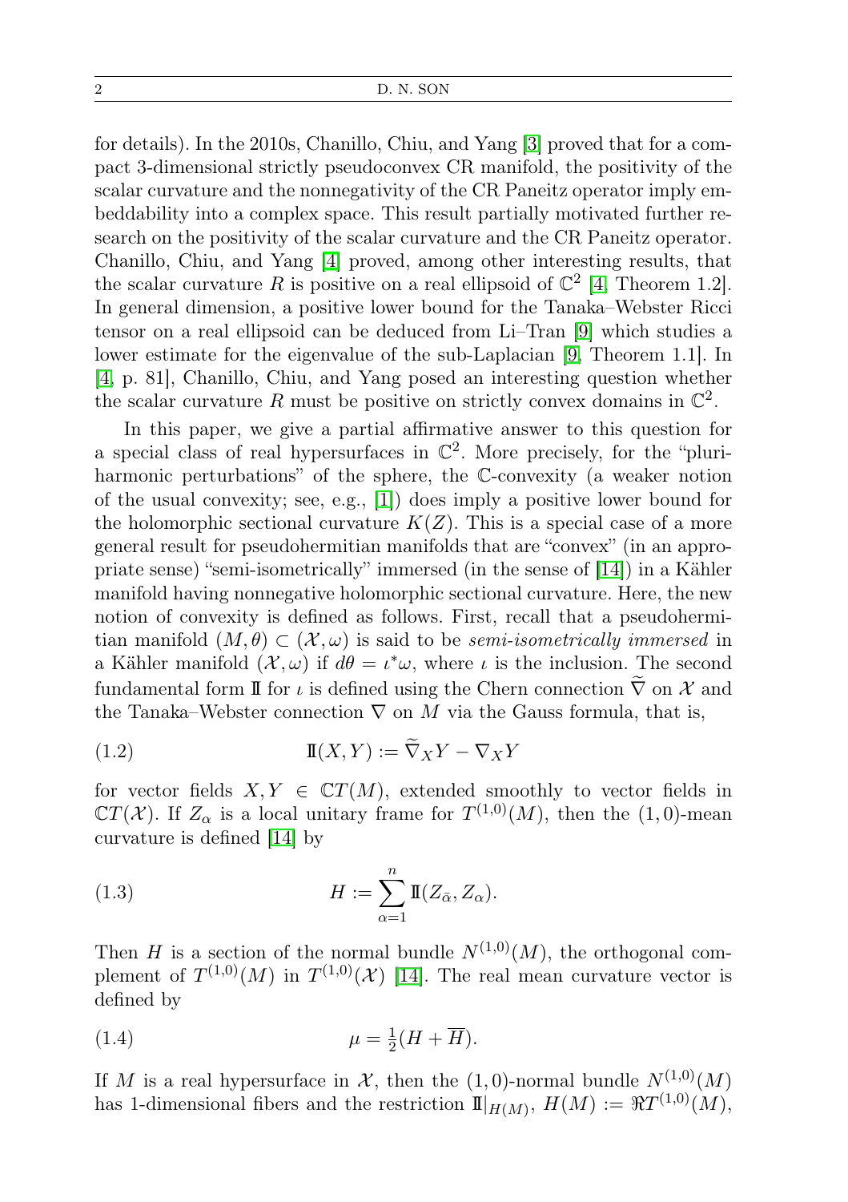for details). In the 2010s, Chanillo, Chiu, and Yang [3] proved that for a compact 3-dimensional strictly pseudoconvex CR manifold, the positivity of the scalar curvature and the nonnegativity of the CR Paneitz operator imply embeddability into a complex space. This result partially motivated further research on the positivity of the scalar curvature and the CR Paneitz operator. Chanillo, Chiu, and Yang [4] proved, among other interesting results, that the scalar curvature $R$ is positive on a real ellipsoid of $\mathbb{C}^2$ [4, Theorem 1.2]. In general dimension, a positive lower bound for the Tanaka–Webster Ricci tensor on a real ellipsoid can be deduced from Li–Tran [9] which studies a lower estimate for the eigenvalue of the sub-Laplacian [9, Theorem 1.1]. In [4, p. 81], Chanillo, Chiu, and Yang posed an interesting question whether the scalar curvature $R$ must be positive on strictly convex domains in $\mathbb{C}^2$.

In this paper, we give a partial affirmative answer to this question for a special class of real hypersurfaces in $\mathbb{C}^2$. More precisely, for the "pluriharmonic perturbations" of the sphere, the $\mathbb{C}$-convexity (a weaker notion of the usual convexity; see, e.g., [1]) does imply a positive lower bound for the holomorphic sectional curvature $K(Z)$. This is a special case of a more general result for pseudohermitian manifolds that are "convex" (in an appropriate sense) "semi-isometrically" immersed (in the sense of [14]) in a Kähler manifold having nonnegative holomorphic sectional curvature. Here, the new notion of convexity is defined as follows. First, recall that a pseudohermitian manifold $(M, \theta) \subset (\mathcal{X}, \omega)$ is said to be *semi-isometrically immersed* in a Kähler manifold $(\mathcal{X}, \omega)$ if $d\theta = \iota^* \omega$, where $\iota$ is the inclusion. The second fundamental form $\mathrm{I\!I}$ for $\iota$ is defined using the Chern connection $\widetilde{\nabla}$ on $\mathcal{X}$ and the Tanaka–Webster connection $\nabla$ on $M$ via the Gauss formula, that is,

$$\mathrm{I\!I}(X, Y) := \widetilde{\nabla}_X Y - \nabla_X Y \tag{1.2}$$

for vector fields $X, Y \in \mathbb{C}T(M)$, extended smoothly to vector fields in $\mathbb{C}T(\mathcal{X})$. If $Z_\alpha$ is a local unitary frame for $T^{(1,0)}(M)$, then the $(1,0)$-mean curvature is defined [14] by

$$H := \sum_{\alpha=1}^{n} \mathrm{I\!I}(Z_{\bar{\alpha}}, Z_\alpha). \tag{1.3}$$

Then $H$ is a section of the normal bundle $N^{(1,0)}(M)$, the orthogonal complement of $T^{(1,0)}(M)$ in $T^{(1,0)}(\mathcal{X})$ [14]. The real mean curvature vector is defined by

$$\mu = \tfrac{1}{2}(H + \overline{H}). \tag{1.4}$$

If $M$ is a real hypersurface in $\mathcal{X}$, then the $(1,0)$-normal bundle $N^{(1,0)}(M)$ has 1-dimensional fibers and the restriction $\mathrm{I\!I}|_{H(M)}$, $H(M) := \Re T^{(1,0)}(M)$,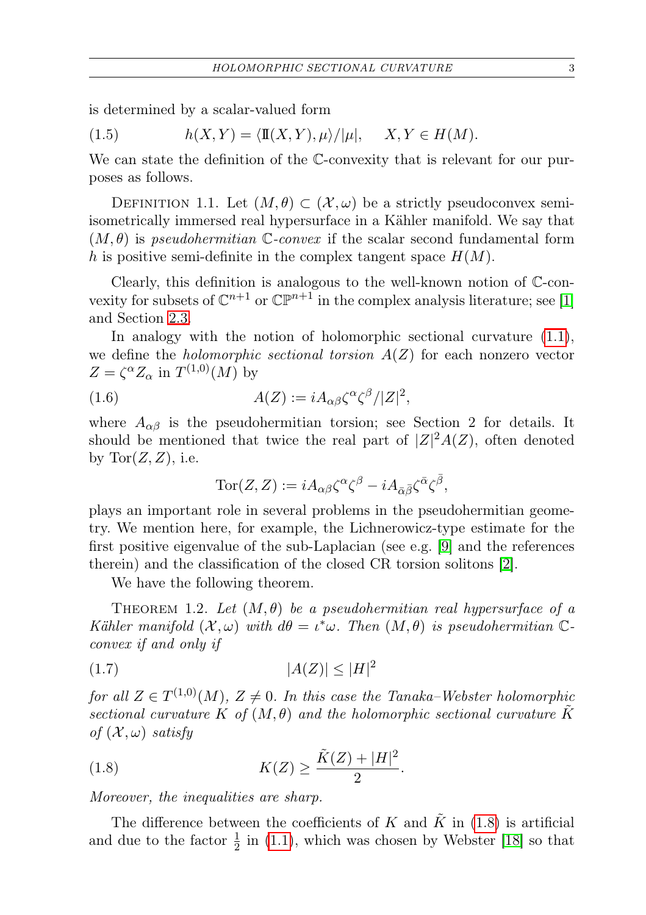is determined by a scalar-valued form

$$h(X,Y) = \langle \mathrm{I\!I}(X,Y), \mu\rangle/|\mu|, \quad X, Y \in H(M). \tag{1.5}$$

We can state the definition of the $\mathbb{C}$-convexity that is relevant for our purposes as follows.

Definition 1.1. *Let $(M,\theta) \subset (\mathcal{X},\omega)$ be a strictly pseudoconvex semi-isometrically immersed real hypersurface in a Kähler manifold. We say that $(M,\theta)$ is pseudohermitian $\mathbb{C}$-convex if the scalar second fundamental form $h$ is positive semi-definite in the complex tangent space $H(M)$.*

Clearly, this definition is analogous to the well-known notion of $\mathbb{C}$-convexity for subsets of $\mathbb{C}^{n+1}$ or $\mathbb{CP}^{n+1}$ in the complex analysis literature; see [1] and Section 2.3.

In analogy with the notion of holomorphic sectional curvature (1.1), we define the *holomorphic sectional torsion* $A(Z)$ for each nonzero vector $Z = \zeta^\alpha Z_\alpha$ in $T^{(1,0)}(M)$ by

$$A(Z) := iA_{\alpha\beta}\zeta^\alpha\zeta^\beta/|Z|^2, \tag{1.6}$$

where $A_{\alpha\beta}$ is the pseudohermitian torsion; see Section 2 for details. It should be mentioned that twice the real part of $|Z|^2 A(Z)$, often denoted by $\mathrm{Tor}(Z,Z)$, i.e.

$$\mathrm{Tor}(Z,Z) := iA_{\alpha\beta}\zeta^\alpha\zeta^\beta - iA_{\bar\alpha\bar\beta}\zeta^{\bar\alpha}\zeta^{\bar\beta},$$

plays an important role in several problems in the pseudohermitian geometry. We mention here, for example, the Lichnerowicz-type estimate for the first positive eigenvalue of the sub-Laplacian (see e.g. [9] and the references therein) and the classification of the closed CR torsion solitons [2].

We have the following theorem.

Theorem 1.2. *Let $(M,\theta)$ be a pseudohermitian real hypersurface of a Kähler manifold $(\mathcal{X},\omega)$ with $d\theta = \iota^*\omega$. Then $(M,\theta)$ is pseudohermitian $\mathbb{C}$-convex if and only if*

$$|A(Z)| \le |H|^2 \tag{1.7}$$

*for all $Z \in T^{(1,0)}(M)$, $Z \neq 0$. In this case the Tanaka–Webster holomorphic sectional curvature $K$ of $(M,\theta)$ and the holomorphic sectional curvature $\tilde K$ of $(\mathcal{X},\omega)$ satisfy*

$$K(Z) \ge \frac{\tilde K(Z) + |H|^2}{2}. \tag{1.8}$$

*Moreover, the inequalities are sharp.*

The difference between the coefficients of $K$ and $\tilde K$ in (1.8) is artificial and due to the factor $\frac{1}{2}$ in (1.1), which was chosen by Webster [18] so that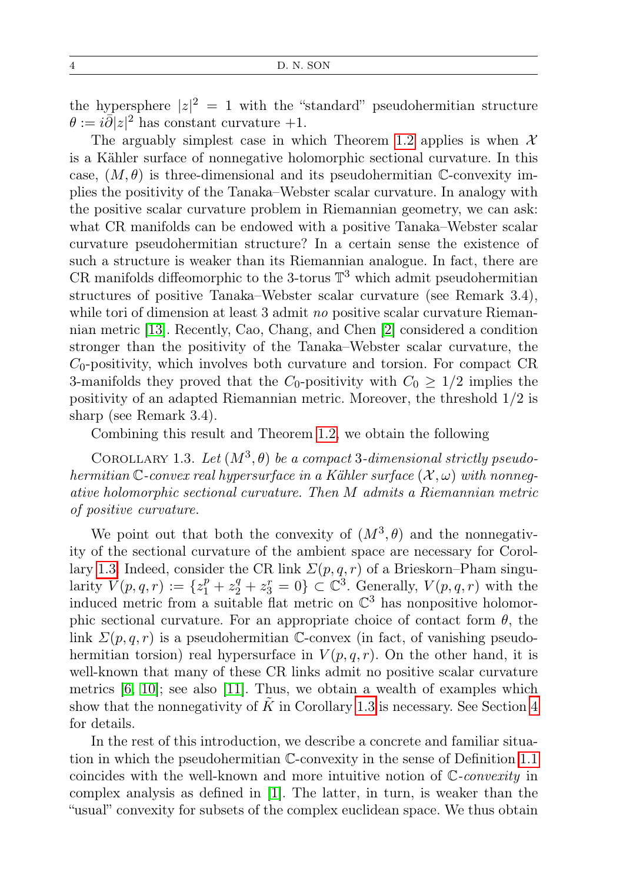the hypersphere $|z|^2 = 1$ with the "standard" pseudohermitian structure $\theta := i\bar{\partial}|z|^2$ has constant curvature $+1$.

The arguably simplest case in which Theorem 1.2 applies is when $\mathcal{X}$ is a Kähler surface of nonnegative holomorphic sectional curvature. In this case, $(M, \theta)$ is three-dimensional and its pseudohermitian $\mathbb{C}$-convexity implies the positivity of the Tanaka–Webster scalar curvature. In analogy with the positive scalar curvature problem in Riemannian geometry, we can ask: what CR manifolds can be endowed with a positive Tanaka–Webster scalar curvature pseudohermitian structure? In a certain sense the existence of such a structure is weaker than its Riemannian analogue. In fact, there are CR manifolds diffeomorphic to the 3-torus $\mathbb{T}^3$ which admit pseudohermitian structures of positive Tanaka–Webster scalar curvature (see Remark 3.4), while tori of dimension at least 3 admit *no* positive scalar curvature Riemannian metric [13]. Recently, Cao, Chang, and Chen [2] considered a condition stronger than the positivity of the Tanaka–Webster scalar curvature, the $C_0$-positivity, which involves both curvature and torsion. For compact CR 3-manifolds they proved that the $C_0$-positivity with $C_0 \geq 1/2$ implies the positivity of an adapted Riemannian metric. Moreover, the threshold $1/2$ is sharp (see Remark 3.4).

Combining this result and Theorem 1.2, we obtain the following

Corollary 1.3. *Let $(M^3, \theta)$ be a compact 3-dimensional strictly pseudohermitian $\mathbb{C}$-convex real hypersurface in a Kähler surface $(\mathcal{X}, \omega)$ with nonnegative holomorphic sectional curvature. Then $M$ admits a Riemannian metric of positive curvature.*

We point out that both the convexity of $(M^3, \theta)$ and the nonnegativity of the sectional curvature of the ambient space are necessary for Corollary 1.3. Indeed, consider the CR link $\Sigma(p, q, r)$ of a Brieskorn–Pham singularity $V(p, q, r) := \{z_1^p + z_2^q + z_3^r = 0\} \subset \mathbb{C}^3$. Generally, $V(p, q, r)$ with the induced metric from a suitable flat metric on $\mathbb{C}^3$ has nonpositive holomorphic sectional curvature. For an appropriate choice of contact form $\theta$, the link $\Sigma(p, q, r)$ is a pseudohermitian $\mathbb{C}$-convex (in fact, of vanishing pseudohermitian torsion) real hypersurface in $V(p, q, r)$. On the other hand, it is well-known that many of these CR links admit no positive scalar curvature metrics [6, 10]; see also [11]. Thus, we obtain a wealth of examples which show that the nonnegativity of $\tilde{K}$ in Corollary 1.3 is necessary. See Section 4 for details.

In the rest of this introduction, we describe a concrete and familiar situation in which the pseudohermitian $\mathbb{C}$-convexity in the sense of Definition 1.1 coincides with the well-known and more intuitive notion of $\mathbb{C}$-*convexity* in complex analysis as defined in [1]. The latter, in turn, is weaker than the "usual" convexity for subsets of the complex euclidean space. We thus obtain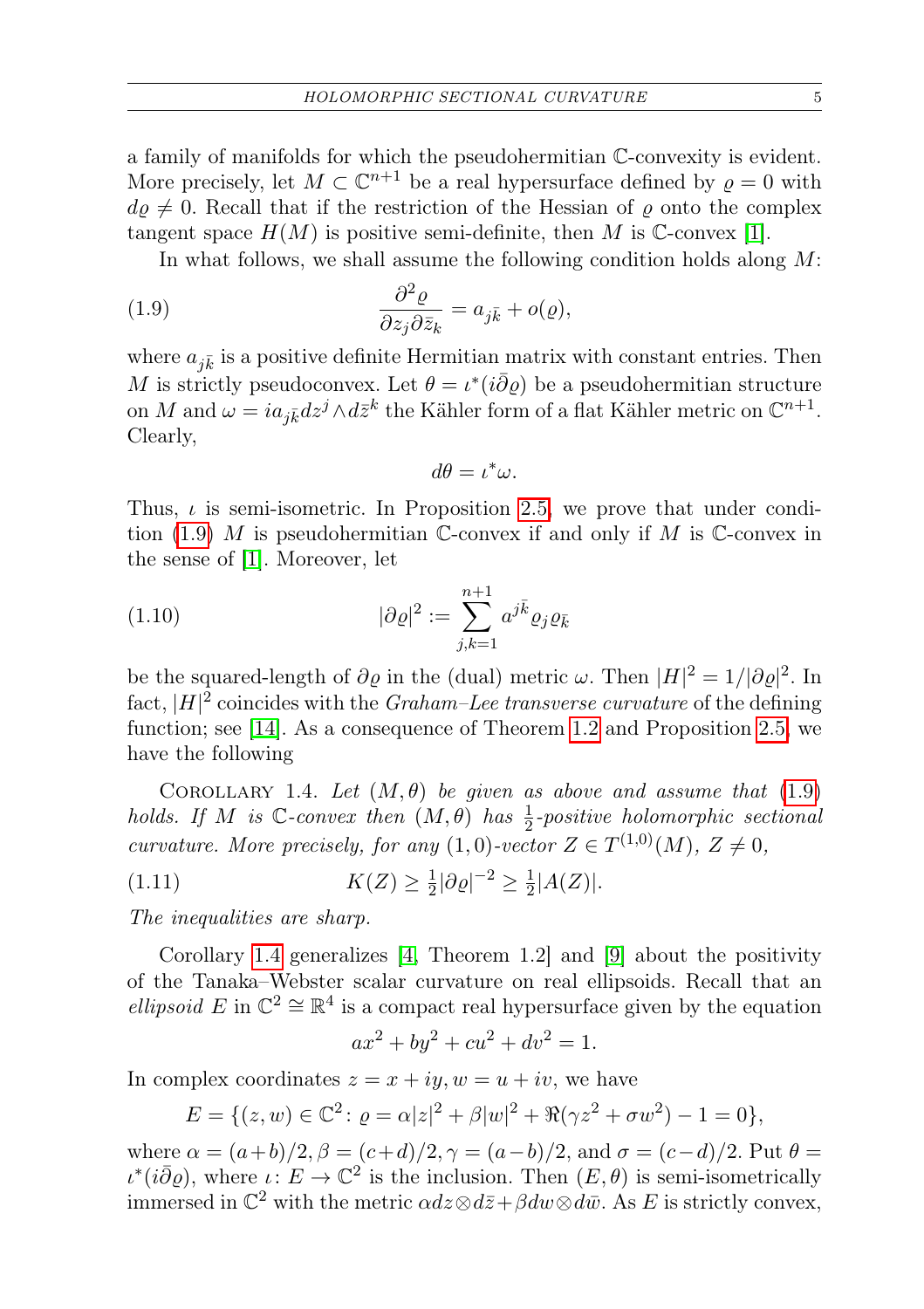a family of manifolds for which the pseudohermitian $\mathbb{C}$-convexity is evident. More precisely, let $M \subset \mathbb{C}^{n+1}$ be a real hypersurface defined by $\varrho = 0$ with $d\varrho \neq 0$. Recall that if the restriction of the Hessian of $\varrho$ onto the complex tangent space $H(M)$ is positive semi-definite, then $M$ is $\mathbb{C}$-convex [1].

In what follows, we shall assume the following condition holds along $M$:

$$\frac{\partial^2 \varrho}{\partial z_j \partial \bar{z}_k} = a_{j\bar{k}} + o(\varrho), \tag{1.9}$$

where $a_{j\bar{k}}$ is a positive definite Hermitian matrix with constant entries. Then $M$ is strictly pseudoconvex. Let $\theta = \iota^*(i\bar{\partial}\varrho)$ be a pseudohermitian structure on $M$ and $\omega = i a_{j\bar{k}} dz^j \wedge d\bar{z}^k$ the Kähler form of a flat Kähler metric on $\mathbb{C}^{n+1}$. Clearly,

$$d\theta = \iota^* \omega.$$

Thus, $\iota$ is semi-isometric. In Proposition 2.5, we prove that under condition (1.9) $M$ is pseudohermitian $\mathbb{C}$-convex if and only if $M$ is $\mathbb{C}$-convex in the sense of [1]. Moreover, let

$$|\partial\varrho|^2 := \sum_{j,k=1}^{n+1} a^{j\bar{k}} \varrho_j \varrho_{\bar{k}} \tag{1.10}$$

be the squared-length of $\partial\varrho$ in the (dual) metric $\omega$. Then $|H|^2 = 1/|\partial\varrho|^2$. In fact, $|H|^2$ coincides with the *Graham–Lee transverse curvature* of the defining function; see [14]. As a consequence of Theorem 1.2 and Proposition 2.5, we have the following

Corollary 1.4. *Let $(M, \theta)$ be given as above and assume that (1.9) holds. If $M$ is $\mathbb{C}$-convex then $(M, \theta)$ has $\frac{1}{2}$-positive holomorphic sectional curvature. More precisely, for any $(1,0)$-vector $Z \in T^{(1,0)}(M)$, $Z \neq 0$,*

$$K(Z) \geq \tfrac{1}{2} |\partial\varrho|^{-2} \geq \tfrac{1}{2} |A(Z)|. \tag{1.11}$$

*The inequalities are sharp.*

Corollary 1.4 generalizes [4, Theorem 1.2] and [9] about the positivity of the Tanaka–Webster scalar curvature on real ellipsoids. Recall that an *ellipsoid* $E$ in $\mathbb{C}^2 \cong \mathbb{R}^4$ is a compact real hypersurface given by the equation

$$ax^2 + by^2 + cu^2 + dv^2 = 1.$$

In complex coordinates $z = x + iy, w = u + iv$, we have

$$E = \{(z, w) \in \mathbb{C}^2 \colon \varrho = \alpha|z|^2 + \beta|w|^2 + \Re(\gamma z^2 + \sigma w^2) - 1 = 0\},$$

where $\alpha = (a+b)/2, \beta = (c+d)/2, \gamma = (a-b)/2$, and $\sigma = (c-d)/2$. Put $\theta = \iota^*(i\bar{\partial}\varrho)$, where $\iota \colon E \to \mathbb{C}^2$ is the inclusion. Then $(E, \theta)$ is semi-isometrically immersed in $\mathbb{C}^2$ with the metric $\alpha dz \otimes d\bar{z} + \beta dw \otimes d\bar{w}$. As $E$ is strictly convex,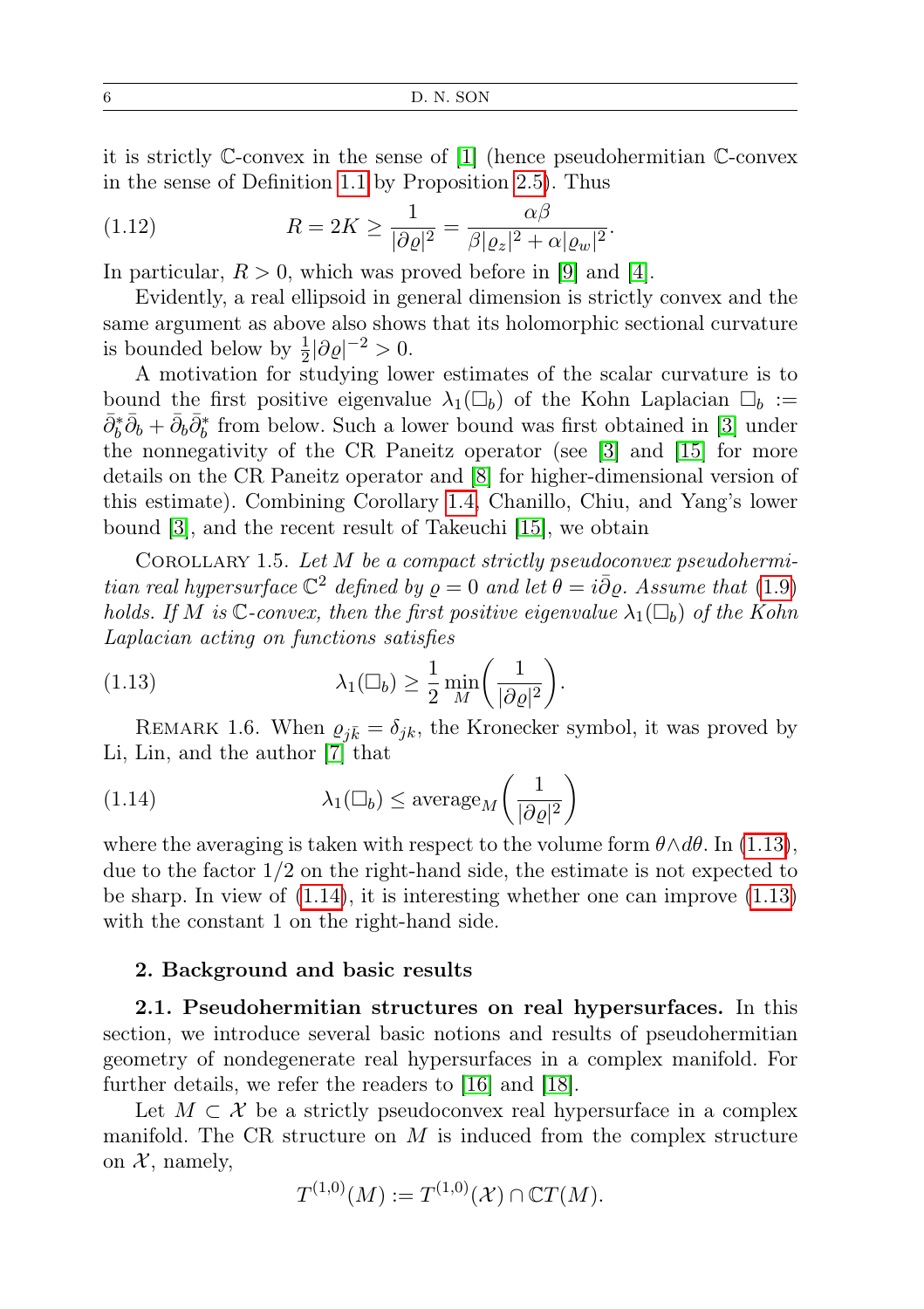it is strictly $\mathbb{C}$-convex in the sense of [1] (hence pseudohermitian $\mathbb{C}$-convex in the sense of Definition 1.1 by Proposition 2.5). Thus

$$R = 2K \geq \frac{1}{|\partial\varrho|^2} = \frac{\alpha\beta}{\beta|\varrho_z|^2 + \alpha|\varrho_w|^2}. \tag{1.12}$$

In particular, $R > 0$, which was proved before in [9] and [4].

Evidently, a real ellipsoid in general dimension is strictly convex and the same argument as above also shows that its holomorphic sectional curvature is bounded below by $\frac{1}{2}|\partial\varrho|^{-2} > 0$.

A motivation for studying lower estimates of the scalar curvature is to bound the first positive eigenvalue $\lambda_1(\Box_b)$ of the Kohn Laplacian $\Box_b := \bar{\partial}_b^*\bar{\partial}_b + \bar{\partial}_b\bar{\partial}_b^*$ from below. Such a lower bound was first obtained in [3] under the nonnegativity of the CR Paneitz operator (see [3] and [15] for more details on the CR Paneitz operator and [8] for higher-dimensional version of this estimate). Combining Corollary 1.4, Chanillo, Chiu, and Yang's lower bound [3], and the recent result of Takeuchi [15], we obtain

Corollary 1.5. *Let $M$ be a compact strictly pseudoconvex pseudohermitian real hypersurface $\mathbb{C}^2$ defined by $\varrho = 0$ and let $\theta = i\bar{\partial}\varrho$. Assume that (1.9) holds. If $M$ is $\mathbb{C}$-convex, then the first positive eigenvalue $\lambda_1(\Box_b)$ of the Kohn Laplacian acting on functions satisfies*

$$\lambda_1(\Box_b) \geq \frac{1}{2}\min_M\left(\frac{1}{|\partial\varrho|^2}\right). \tag{1.13}$$

Remark 1.6. When $\varrho_{j\bar{k}} = \delta_{jk}$, the Kronecker symbol, it was proved by Li, Lin, and the author [7] that

$$\lambda_1(\Box_b) \leq \mathrm{average}_M\left(\frac{1}{|\partial\varrho|^2}\right) \tag{1.14}$$

where the averaging is taken with respect to the volume form $\theta\wedge d\theta$. In (1.13), due to the factor $1/2$ on the right-hand side, the estimate is not expected to be sharp. In view of (1.14), it is interesting whether one can improve (1.13) with the constant 1 on the right-hand side.

## 2. Background and basic results

**2.1. Pseudohermitian structures on real hypersurfaces.** In this section, we introduce several basic notions and results of pseudohermitian geometry of nondegenerate real hypersurfaces in a complex manifold. For further details, we refer the readers to [16] and [18].

Let $M \subset \mathcal{X}$ be a strictly pseudoconvex real hypersurface in a complex manifold. The CR structure on $M$ is induced from the complex structure on $\mathcal{X}$, namely,

$$T^{(1,0)}(M) := T^{(1,0)}(\mathcal{X}) \cap \mathbb{C}T(M).$$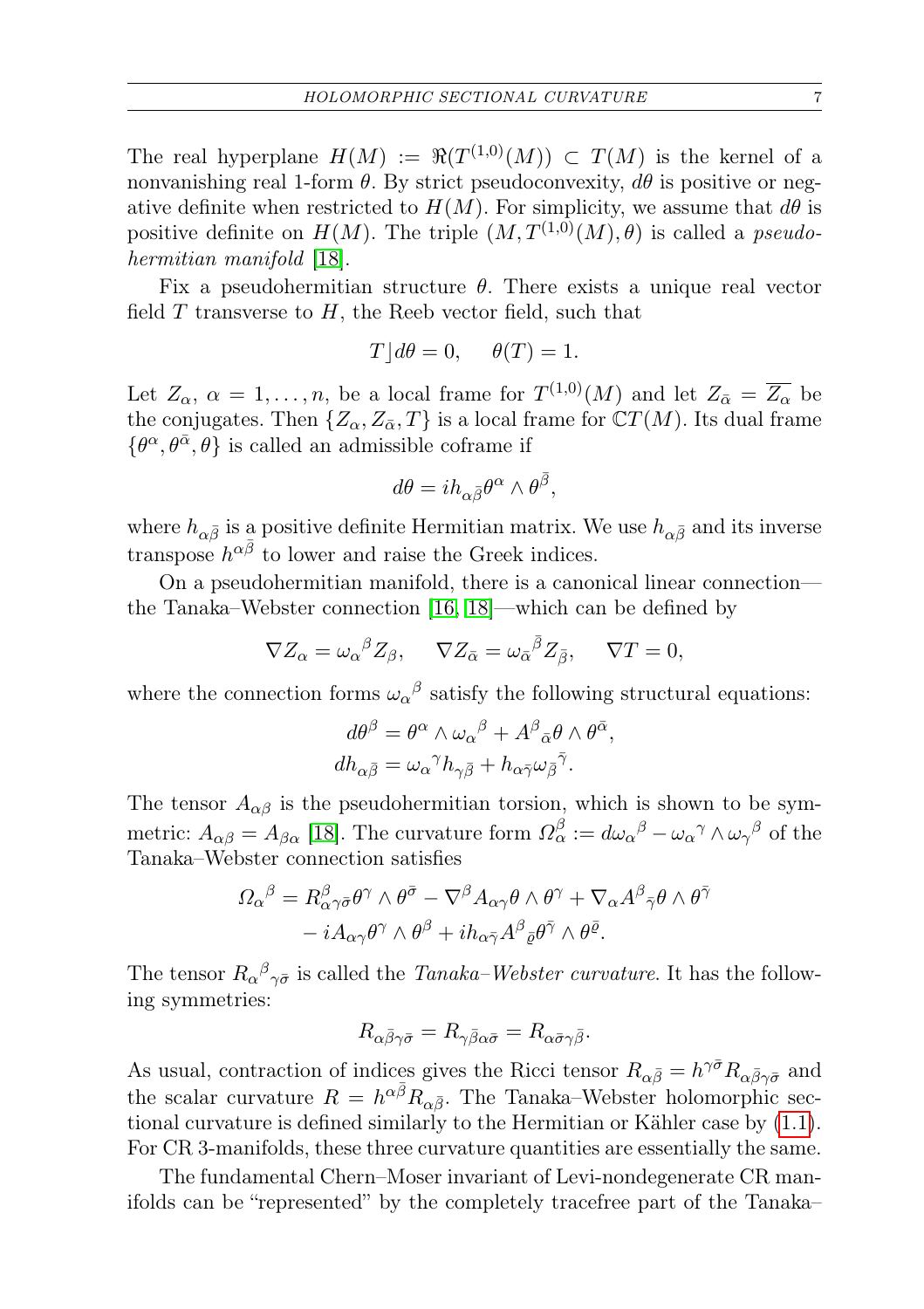The real hyperplane $H(M) := \Re(T^{(1,0)}(M)) \subset T(M)$ is the kernel of a nonvanishing real 1-form $\theta$. By strict pseudoconvexity, $d\theta$ is positive or negative definite when restricted to $H(M)$. For simplicity, we assume that $d\theta$ is positive definite on $H(M)$. The triple $(M, T^{(1,0)}(M), \theta)$ is called a *pseudohermitian manifold* [18].

Fix a pseudohermitian structure $\theta$. There exists a unique real vector field $T$ transverse to $H$, the Reeb vector field, such that

$$T\rfloor d\theta = 0, \quad \theta(T) = 1.$$

Let $Z_\alpha$, $\alpha = 1, \dots, n$, be a local frame for $T^{(1,0)}(M)$ and let $Z_{\bar{\alpha}} = \overline{Z_\alpha}$ be the conjugates. Then $\{Z_\alpha, Z_{\bar{\alpha}}, T\}$ is a local frame for $\mathbb{C}T(M)$. Its dual frame $\{\theta^\alpha, \theta^{\bar{\alpha}}, \theta\}$ is called an admissible coframe if

$$d\theta = i h_{\alpha\bar{\beta}} \theta^\alpha \wedge \theta^{\bar{\beta}},$$

where $h_{\alpha\bar{\beta}}$ is a positive definite Hermitian matrix. We use $h_{\alpha\bar{\beta}}$ and its inverse transpose $h^{\alpha\bar{\beta}}$ to lower and raise the Greek indices.

On a pseudohermitian manifold, there is a canonical linear connection—the Tanaka–Webster connection [16, 18]—which can be defined by

$$\nabla Z_\alpha = \omega_\alpha{}^\beta Z_\beta, \quad \nabla Z_{\bar{\alpha}} = \omega_{\bar{\alpha}}{}^{\bar{\beta}} Z_{\bar{\beta}}, \quad \nabla T = 0,$$

where the connection forms $\omega_\alpha{}^\beta$ satisfy the following structural equations:

$$\begin{aligned}
d\theta^\beta &= \theta^\alpha \wedge \omega_\alpha{}^\beta + A^\beta{}_{\bar{\alpha}} \theta \wedge \theta^{\bar{\alpha}}, \\
dh_{\alpha\bar{\beta}} &= \omega_\alpha{}^\gamma h_{\gamma\bar{\beta}} + h_{\alpha\bar{\gamma}} \omega_{\bar{\beta}}{}^{\bar{\gamma}}.
\end{aligned}$$

The tensor $A_{\alpha\beta}$ is the pseudohermitian torsion, which is shown to be symmetric: $A_{\alpha\beta} = A_{\beta\alpha}$ [18]. The curvature form $\Omega_\alpha^\beta := d\omega_\alpha{}^\beta - \omega_\alpha{}^\gamma \wedge \omega_\gamma{}^\beta$ of the Tanaka–Webster connection satisfies

$$\begin{aligned}
\Omega_\alpha{}^\beta = {} & R_{\alpha}{}^{\beta}{}_{\gamma\bar{\sigma}} \theta^\gamma \wedge \theta^{\bar{\sigma}} - \nabla^\beta A_{\alpha\gamma} \theta \wedge \theta^\gamma + \nabla_\alpha A^\beta{}_{\bar{\gamma}} \theta \wedge \theta^{\bar{\gamma}} \\
& - i A_{\alpha\gamma} \theta^\gamma \wedge \theta^\beta + i h_{\alpha\bar{\gamma}} A^\beta{}_{\bar{\varrho}} \theta^{\bar{\gamma}} \wedge \theta^{\bar{\varrho}}.
\end{aligned}$$

The tensor $R_\alpha{}^\beta{}_{\gamma\bar{\sigma}}$ is called the *Tanaka–Webster curvature*. It has the following symmetries:

$$R_{\alpha\bar{\beta}\gamma\bar{\sigma}} = R_{\gamma\bar{\beta}\alpha\bar{\sigma}} = R_{\alpha\bar{\sigma}\gamma\bar{\beta}}.$$

As usual, contraction of indices gives the Ricci tensor $R_{\alpha\bar{\beta}} = h^{\gamma\bar{\sigma}} R_{\alpha\bar{\beta}\gamma\bar{\sigma}}$ and the scalar curvature $R = h^{\alpha\bar{\beta}} R_{\alpha\bar{\beta}}$. The Tanaka–Webster holomorphic sectional curvature is defined similarly to the Hermitian or Kähler case by (1.1). For CR 3-manifolds, these three curvature quantities are essentially the same.

The fundamental Chern–Moser invariant of Levi-nondegenerate CR manifolds can be "represented" by the completely tracefree part of the Tanaka–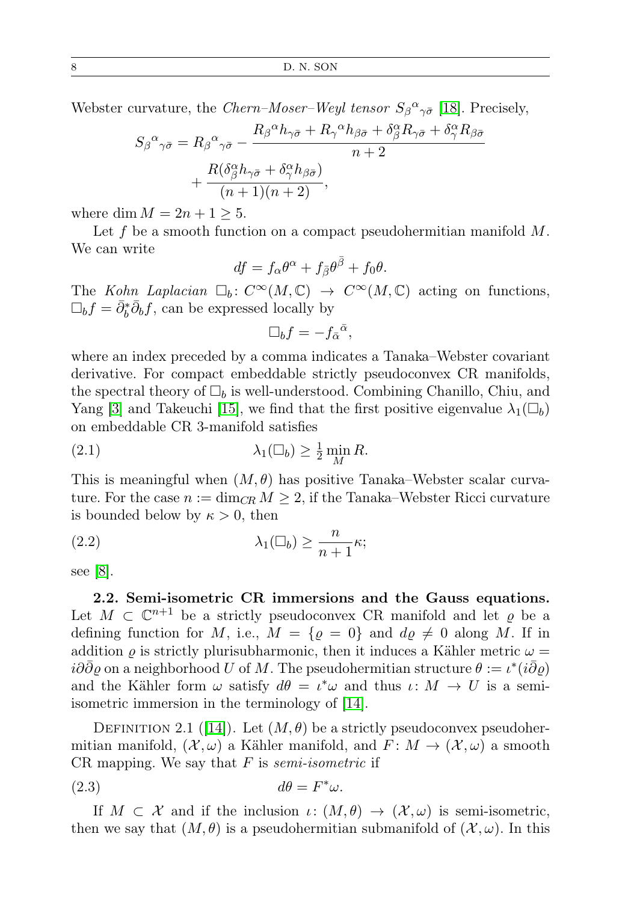Webster curvature, the *Chern–Moser–Weyl tensor* $S_{\beta}{}^{\alpha}{}_{\gamma\bar{\sigma}}$ [18]. Precisely,

$$S_{\beta}{}^{\alpha}{}_{\gamma\bar{\sigma}} = R_{\beta}{}^{\alpha}{}_{\gamma\bar{\sigma}} - \frac{R_{\beta}{}^{\alpha} h_{\gamma\bar{\sigma}} + R_{\gamma}{}^{\alpha} h_{\beta\bar{\sigma}} + \delta_{\beta}^{\alpha} R_{\gamma\bar{\sigma}} + \delta_{\gamma}^{\alpha} R_{\beta\bar{\sigma}}}{n+2} + \frac{R(\delta_{\beta}^{\alpha} h_{\gamma\bar{\sigma}} + \delta_{\gamma}^{\alpha} h_{\beta\bar{\sigma}})}{(n+1)(n+2)},$$

where $\dim M = 2n+1 \geq 5$.

Let $f$ be a smooth function on a compact pseudohermitian manifold $M$. We can write

$$df = f_{\alpha}\theta^{\alpha} + f_{\bar{\beta}}\theta^{\bar{\beta}} + f_0\theta.$$

The *Kohn Laplacian* $\Box_b \colon C^{\infty}(M,\mathbb{C}) \to C^{\infty}(M,\mathbb{C})$ acting on functions, $\Box_b f = \bar{\partial}_b^* \bar{\partial}_b f$, can be expressed locally by

$$\Box_b f = -f_{\bar{\alpha}}{}^{\bar{\alpha}},$$

where an index preceded by a comma indicates a Tanaka–Webster covariant derivative. For compact embeddable strictly pseudoconvex CR manifolds, the spectral theory of $\Box_b$ is well-understood. Combining Chanillo, Chiu, and Yang [3] and Takeuchi [15], we find that the first positive eigenvalue $\lambda_1(\Box_b)$ on embeddable CR 3-manifold satisfies

$$\lambda_1(\Box_b) \geq \tfrac{1}{2} \min_M R. \tag{2.1}$$

This is meaningful when $(M,\theta)$ has positive Tanaka–Webster scalar curvature. For the case $n := \dim_{CR} M \geq 2$, if the Tanaka–Webster Ricci curvature is bounded below by $\kappa > 0$, then

$$\lambda_1(\Box_b) \geq \frac{n}{n+1}\kappa; \tag{2.2}$$

see [8].

**2.2. Semi-isometric CR immersions and the Gauss equations.** Let $M \subset \mathbb{C}^{n+1}$ be a strictly pseudoconvex CR manifold and let $\varrho$ be a defining function for $M$, i.e., $M = \{\varrho = 0\}$ and $d\varrho \neq 0$ along $M$. If in addition $\varrho$ is strictly plurisubharmonic, then it induces a Kähler metric $\omega = i\partial\bar{\partial}\varrho$ on a neighborhood $U$ of $M$. The pseudohermitian structure $\theta := \iota^*(i\bar{\partial}\varrho)$ and the Kähler form $\omega$ satisfy $d\theta = \iota^*\omega$ and thus $\iota \colon M \to U$ is a semi-isometric immersion in the terminology of [14].

Definition 2.1 ([14]). Let $(M,\theta)$ be a strictly pseudoconvex pseudohermitian manifold, $(\mathcal{X},\omega)$ a Kähler manifold, and $F \colon M \to (\mathcal{X},\omega)$ a smooth CR mapping. We say that $F$ is *semi-isometric* if

$$d\theta = F^*\omega. \tag{2.3}$$

If $M \subset \mathcal{X}$ and if the inclusion $\iota \colon (M,\theta) \to (\mathcal{X},\omega)$ is semi-isometric, then we say that $(M,\theta)$ is a pseudohermitian submanifold of $(\mathcal{X},\omega)$. In this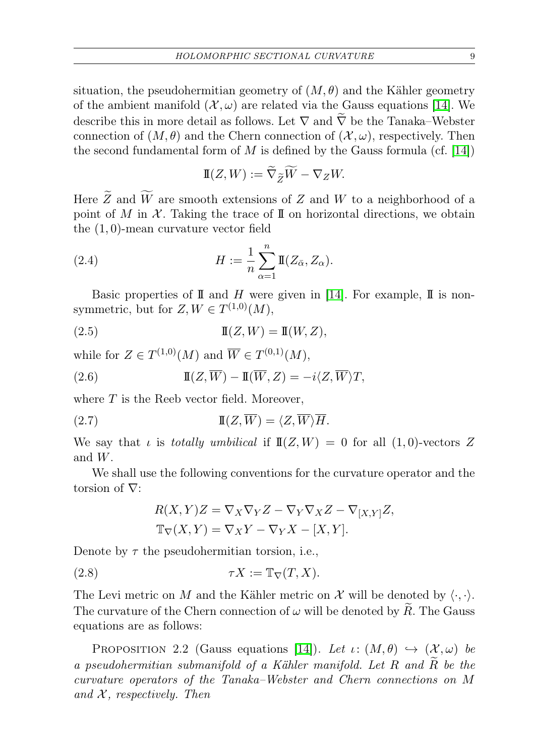situation, the pseudohermitian geometry of $(M,\theta)$ and the Kähler geometry of the ambient manifold $(\mathcal{X},\omega)$ are related via the Gauss equations [14]. We describe this in more detail as follows. Let $\nabla$ and $\widetilde{\nabla}$ be the Tanaka–Webster connection of $(M,\theta)$ and the Chern connection of $(\mathcal{X},\omega)$, respectively. Then the second fundamental form of $M$ is defined by the Gauss formula (cf. [14])

$$
\mathbb{I}(Z,W) := \widetilde{\nabla}_{\widetilde{Z}}\widetilde{W} - \nabla_Z W.
$$

Here $\widetilde{Z}$ and $\widetilde{W}$ are smooth extensions of $Z$ and $W$ to a neighborhood of a point of $M$ in $\mathcal{X}$. Taking the trace of $\mathbb{I}$ on horizontal directions, we obtain the $(1,0)$-mean curvature vector field

$$
H := \frac{1}{n}\sum_{\alpha=1}^{n} \mathbb{I}(Z_{\bar{\alpha}}, Z_{\alpha}). \tag{2.4}
$$

Basic properties of $\mathbb{I}$ and $H$ were given in [14]. For example, $\mathbb{I}$ is non-symmetric, but for $Z, W \in T^{(1,0)}(M)$,

$$
\mathbb{I}(Z,W) = \mathbb{I}(W,Z), \tag{2.5}
$$

while for $Z \in T^{(1,0)}(M)$ and $\overline{W} \in T^{(0,1)}(M)$,

$$
\mathbb{I}(Z,\overline{W}) - \mathbb{I}(\overline{W},Z) = -i\langle Z,\overline{W}\rangle T, \tag{2.6}
$$

where $T$ is the Reeb vector field. Moreover,

$$
\mathbb{I}(Z,\overline{W}) = \langle Z,\overline{W}\rangle \overline{H}. \tag{2.7}
$$

We say that $\iota$ is *totally umbilical* if $\mathbb{I}(Z,W) = 0$ for all $(1,0)$-vectors $Z$ and $W$.

We shall use the following conventions for the curvature operator and the torsion of $\nabla$:

$$
\begin{aligned}
R(X,Y)Z &= \nabla_X\nabla_Y Z - \nabla_Y\nabla_X Z - \nabla_{[X,Y]}Z,\\
\mathbb{T}_{\nabla}(X,Y) &= \nabla_X Y - \nabla_Y X - [X,Y].
\end{aligned}
$$

Denote by $\tau$ the pseudohermitian torsion, i.e.,

$$
\tau X := \mathbb{T}_{\nabla}(T,X). \tag{2.8}
$$

The Levi metric on $M$ and the Kähler metric on $\mathcal{X}$ will be denoted by $\langle\cdot,\cdot\rangle$. The curvature of the Chern connection of $\omega$ will be denoted by $\widetilde{R}$. The Gauss equations are as follows:

Proposition 2.2 (Gauss equations [14]). *Let $\iota\colon (M,\theta) \hookrightarrow (\mathcal{X},\omega)$ be a pseudohermitian submanifold of a Kähler manifold. Let $R$ and $\widetilde{R}$ be the curvature operators of the Tanaka–Webster and Chern connections on $M$ and $\mathcal{X}$, respectively. Then*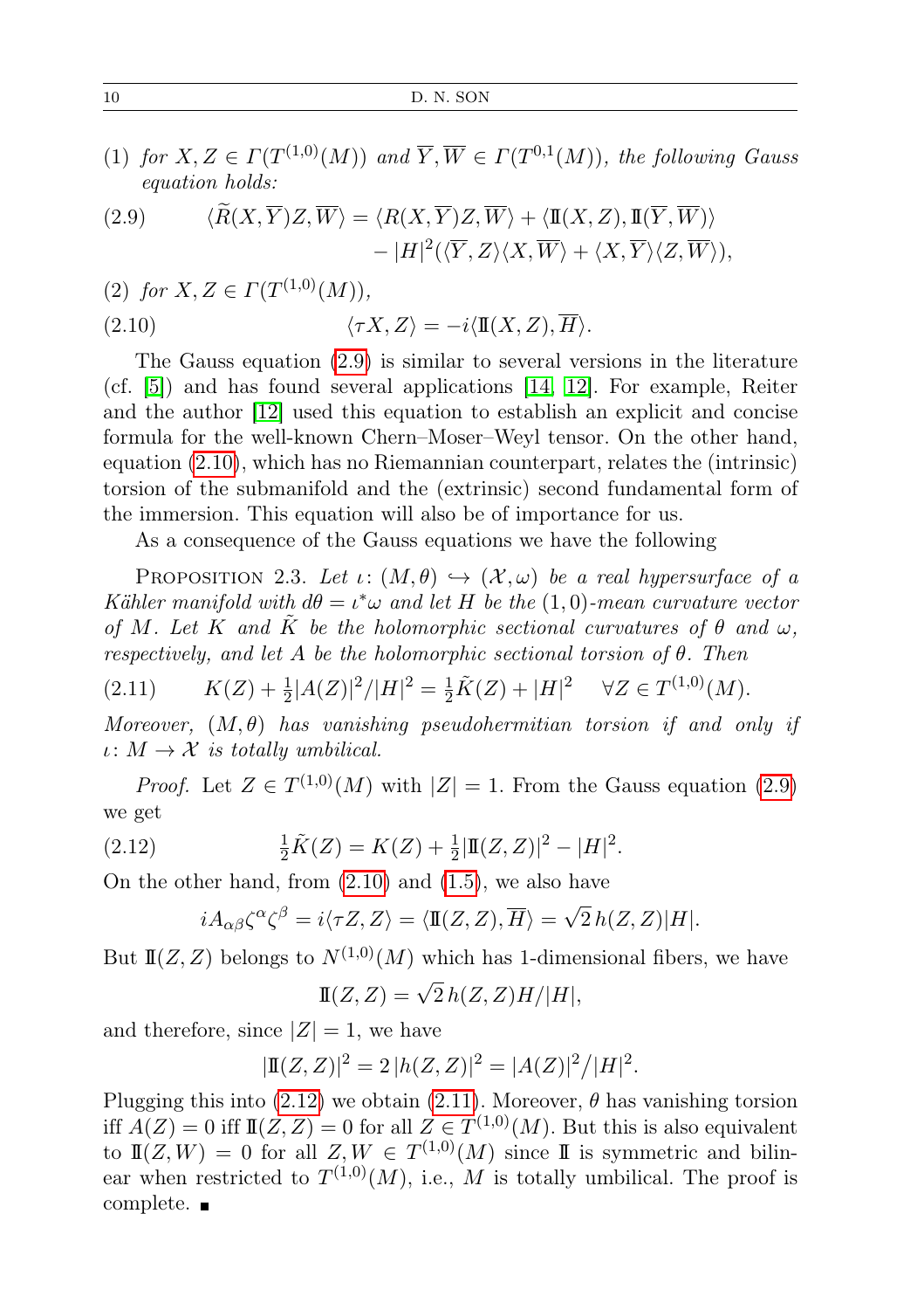(1) *for* $X, Z \in \Gamma(T^{(1,0)}(M))$ *and* $\overline{Y}, \overline{W} \in \Gamma(T^{0,1}(M))$, *the following Gauss equation holds:*

$$
\begin{aligned}
\langle \widetilde{R}(X,\overline{Y})Z,\overline{W}\rangle &= \langle R(X,\overline{Y})Z,\overline{W}\rangle + \langle \mathrm{I\!I}(X,Z),\mathrm{I\!I}(\overline{Y},\overline{W})\rangle \\
&\quad - |H|^2(\langle \overline{Y},Z\rangle\langle X,\overline{W}\rangle + \langle X,\overline{Y}\rangle\langle Z,\overline{W}\rangle),
\end{aligned}
\tag{2.9}
$$

(2) *for* $X, Z \in \Gamma(T^{(1,0)}(M))$,

$$
\langle \tau X, Z\rangle = -i\langle \mathrm{I\!I}(X,Z),\overline{H}\rangle. \tag{2.10}
$$

The Gauss equation (2.9) is similar to several versions in the literature (cf. [5]) and has found several applications [14, 12]. For example, Reiter and the author [12] used this equation to establish an explicit and concise formula for the well-known Chern–Moser–Weyl tensor. On the other hand, equation (2.10), which has no Riemannian counterpart, relates the (intrinsic) torsion of the submanifold and the (extrinsic) second fundamental form of the immersion. This equation will also be of importance for us.

As a consequence of the Gauss equations we have the following

Proposition 2.3. *Let* $\iota\colon (M,\theta) \hookrightarrow (\mathcal{X},\omega)$ *be a real hypersurface of a Kähler manifold with* $d\theta = \iota^*\omega$ *and let* $H$ *be the* $(1,0)$*-mean curvature vector of* $M$. *Let* $K$ *and* $\tilde{K}$ *be the holomorphic sectional curvatures of* $\theta$ *and* $\omega$, *respectively, and let* $A$ *be the holomorphic sectional torsion of* $\theta$. *Then*

$$
K(Z) + \tfrac{1}{2}|A(Z)|^2/|H|^2 = \tfrac{1}{2}\tilde{K}(Z) + |H|^2 \quad \forall Z \in T^{(1,0)}(M). \tag{2.11}
$$

*Moreover,* $(M,\theta)$ *has vanishing pseudohermitian torsion if and only if* $\iota\colon M \to \mathcal{X}$ *is totally umbilical.*

*Proof.* Let $Z \in T^{(1,0)}(M)$ with $|Z| = 1$. From the Gauss equation (2.9) we get

$$
\tfrac{1}{2}\tilde{K}(Z) = K(Z) + \tfrac{1}{2}|\mathrm{I\!I}(Z,Z)|^2 - |H|^2. \tag{2.12}
$$

On the other hand, from (2.10) and (1.5), we also have

$$
iA_{\alpha\beta}\zeta^\alpha\zeta^\beta = i\langle \tau Z, Z\rangle = \langle \mathrm{I\!I}(Z,Z),\overline{H}\rangle = \sqrt{2}\, h(Z,Z)|H|.
$$

But $\mathrm{I\!I}(Z,Z)$ belongs to $N^{(1,0)}(M)$ which has 1-dimensional fibers, we have

$$
\mathrm{I\!I}(Z,Z) = \sqrt{2}\, h(Z,Z)H/|H|,
$$

and therefore, since $|Z| = 1$, we have

$$
|\mathrm{I\!I}(Z,Z)|^2 = 2\,|h(Z,Z)|^2 = |A(Z)|^2/|H|^2.
$$

Plugging this into (2.12) we obtain (2.11). Moreover, $\theta$ has vanishing torsion iff $A(Z) = 0$ iff $\mathrm{I\!I}(Z,Z) = 0$ for all $Z \in T^{(1,0)}(M)$. But this is also equivalent to $\mathrm{I\!I}(Z,W) = 0$ for all $Z, W \in T^{(1,0)}(M)$ since $\mathrm{I\!I}$ is symmetric and bilinear when restricted to $T^{(1,0)}(M)$, i.e., $M$ is totally umbilical. The proof is complete. ∎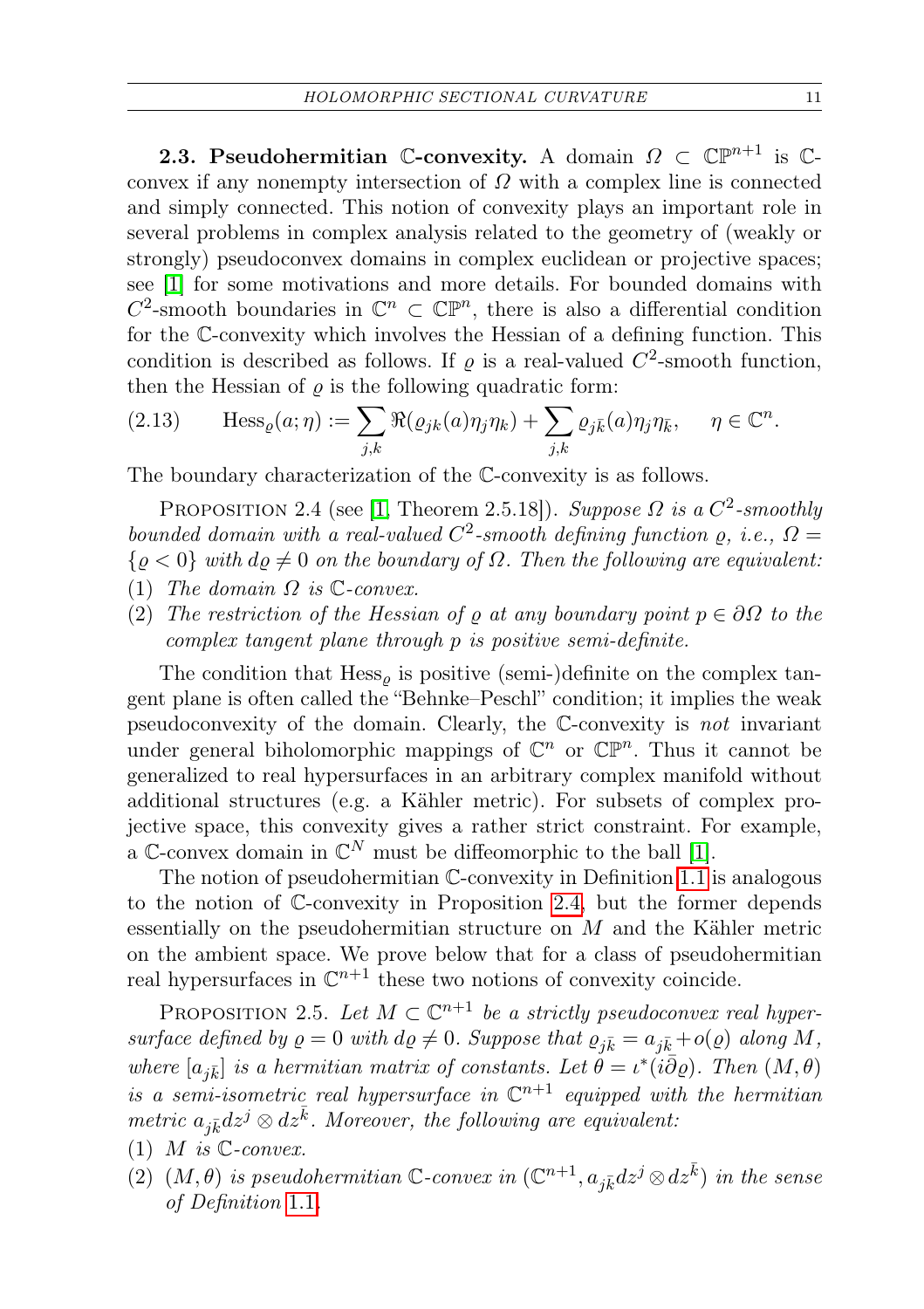**2.3. Pseudohermitian $\mathbb{C}$-convexity.** A domain $\Omega \subset \mathbb{CP}^{n+1}$ is $\mathbb{C}$-convex if any nonempty intersection of $\Omega$ with a complex line is connected and simply connected. This notion of convexity plays an important role in several problems in complex analysis related to the geometry of (weakly or strongly) pseudoconvex domains in complex euclidean or projective spaces; see [1] for some motivations and more details. For bounded domains with $C^2$-smooth boundaries in $\mathbb{C}^n \subset \mathbb{CP}^n$, there is also a differential condition for the $\mathbb{C}$-convexity which involves the Hessian of a defining function. This condition is described as follows. If $\varrho$ is a real-valued $C^2$-smooth function, then the Hessian of $\varrho$ is the following quadratic form:

$$\operatorname{Hess}_{\varrho}(a;\eta) := \sum_{j,k} \Re(\varrho_{jk}(a)\eta_j\eta_k) + \sum_{j,k} \varrho_{j\bar{k}}(a)\eta_j\eta_{\bar{k}}, \quad \eta \in \mathbb{C}^n. \tag{2.13}$$

The boundary characterization of the $\mathbb{C}$-convexity is as follows.

Proposition 2.4 (see [1, Theorem 2.5.18]). *Suppose $\Omega$ is a $C^2$-smoothly bounded domain with a real-valued $C^2$-smooth defining function $\varrho$, i.e., $\Omega = \{\varrho < 0\}$ with $d\varrho \neq 0$ on the boundary of $\Omega$. Then the following are equivalent:*

1. *The domain $\Omega$ is $\mathbb{C}$-convex.*
2. *The restriction of the Hessian of $\varrho$ at any boundary point $p \in \partial\Omega$ to the complex tangent plane through $p$ is positive semi-definite.*

The condition that $\operatorname{Hess}_{\varrho}$ is positive (semi-)definite on the complex tangent plane is often called the "Behnke–Peschl" condition; it implies the weak pseudoconvexity of the domain. Clearly, the $\mathbb{C}$-convexity is *not* invariant under general biholomorphic mappings of $\mathbb{C}^n$ or $\mathbb{CP}^n$. Thus it cannot be generalized to real hypersurfaces in an arbitrary complex manifold without additional structures (e.g. a Kähler metric). For subsets of complex projective space, this convexity gives a rather strict constraint. For example, a $\mathbb{C}$-convex domain in $\mathbb{C}^N$ must be diffeomorphic to the ball [1].

The notion of pseudohermitian $\mathbb{C}$-convexity in Definition 1.1 is analogous to the notion of $\mathbb{C}$-convexity in Proposition 2.4, but the former depends essentially on the pseudohermitian structure on $M$ and the Kähler metric on the ambient space. We prove below that for a class of pseudohermitian real hypersurfaces in $\mathbb{C}^{n+1}$ these two notions of convexity coincide.

Proposition 2.5. *Let $M \subset \mathbb{C}^{n+1}$ be a strictly pseudoconvex real hypersurface defined by $\varrho = 0$ with $d\varrho \neq 0$. Suppose that $\varrho_{j\bar{k}} = a_{j\bar{k}} + o(\varrho)$ along $M$, where $[a_{j\bar{k}}]$ is a hermitian matrix of constants. Let $\theta = \iota^*(i\bar{\partial}\varrho)$. Then $(M,\theta)$ is a semi-isometric real hypersurface in $\mathbb{C}^{n+1}$ equipped with the hermitian metric $a_{j\bar{k}}dz^j \otimes dz^{\bar{k}}$. Moreover, the following are equivalent:*

1. *$M$ is $\mathbb{C}$-convex.*
2. *$(M,\theta)$ is pseudohermitian $\mathbb{C}$-convex in $(\mathbb{C}^{n+1}, a_{j\bar{k}}dz^j \otimes dz^{\bar{k}})$ in the sense of Definition 1.1.*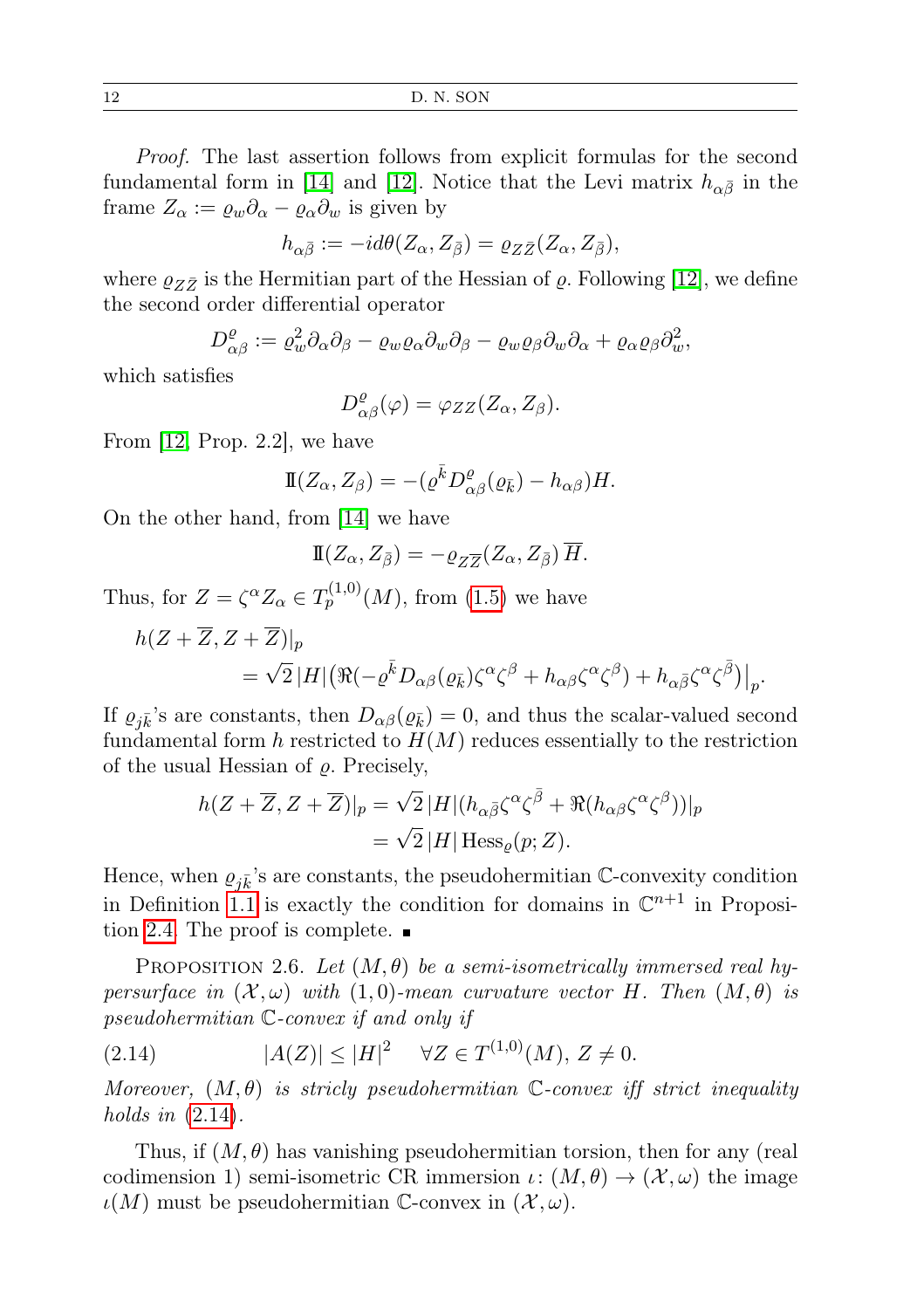*Proof.* The last assertion follows from explicit formulas for the second fundamental form in [14] and [12]. Notice that the Levi matrix $h_{\alpha\bar\beta}$ in the frame $Z_\alpha := \varrho_w \partial_\alpha - \varrho_\alpha \partial_w$ is given by

$$h_{\alpha\bar\beta} := -id\theta(Z_\alpha, Z_{\bar\beta}) = \varrho_{Z\bar Z}(Z_\alpha, Z_{\bar\beta}),$$

where $\varrho_{Z\bar Z}$ is the Hermitian part of the Hessian of $\varrho$. Following [12], we define the second order differential operator

$$D^\varrho_{\alpha\beta} := \varrho_w^2 \partial_\alpha\partial_\beta - \varrho_w \varrho_\alpha \partial_w \partial_\beta - \varrho_w \varrho_\beta \partial_w \partial_\alpha + \varrho_\alpha \varrho_\beta \partial_w^2,$$

which satisfies

$$D^\varrho_{\alpha\beta}(\varphi) = \varphi_{ZZ}(Z_\alpha, Z_\beta).$$

From [12, Prop. 2.2], we have

$$\mathrm{I\!I}(Z_\alpha, Z_\beta) = -(\varrho^{\bar k} D^\varrho_{\alpha\beta}(\varrho_{\bar k}) - h_{\alpha\beta}) H.$$

On the other hand, from [14] we have

$$\mathrm{I\!I}(Z_\alpha, Z_{\bar\beta}) = -\varrho_{Z\overline{Z}}(Z_\alpha, Z_{\bar\beta})\, \overline{H}.$$

Thus, for $Z = \zeta^\alpha Z_\alpha \in T_p^{(1,0)}(M)$, from (1.5) we have

$$\begin{aligned} h(Z+\overline{Z}, Z+\overline{Z})|_p & \\ &= \sqrt{2}\,|H| \big(\Re(-\varrho^{\bar k} D_{\alpha\beta}(\varrho_{\bar k})\zeta^\alpha\zeta^\beta + h_{\alpha\beta}\zeta^\alpha\zeta^\beta) + h_{\alpha\bar\beta}\zeta^\alpha\zeta^{\bar\beta}\big)\big|_p. \end{aligned}$$

If $\varrho_{j\bar k}$'s are constants, then $D_{\alpha\beta}(\varrho_{\bar k}) = 0$, and thus the scalar-valued second fundamental form $h$ restricted to $H(M)$ reduces essentially to the restriction of the usual Hessian of $\varrho$. Precisely,

$$\begin{aligned} h(Z+\overline{Z}, Z+\overline{Z})|_p &= \sqrt{2}\,|H| (h_{\alpha\bar\beta}\zeta^\alpha\zeta^{\bar\beta} + \Re(h_{\alpha\beta}\zeta^\alpha\zeta^\beta))|_p \\ &= \sqrt{2}\,|H| \operatorname{Hess}_\varrho(p; Z). \end{aligned}$$

Hence, when $\varrho_{j\bar k}$'s are constants, the pseudohermitian $\mathbb{C}$-convexity condition in Definition 1.1 is exactly the condition for domains in $\mathbb{C}^{n+1}$ in Proposition 2.4. The proof is complete. ∎

Proposition 2.6. *Let $(M, \theta)$ be a semi-isometrically immersed real hypersurface in $(\mathcal{X}, \omega)$ with $(1,0)$-mean curvature vector $H$. Then $(M, \theta)$ is pseudohermitian $\mathbb{C}$-convex if and only if*

$$|A(Z)| \leq |H|^2 \quad \forall Z \in T^{(1,0)}(M),\ Z \neq 0. \tag{2.14}$$

*Moreover, $(M, \theta)$ is stricly pseudohermitian $\mathbb{C}$-convex iff strict inequality holds in (2.14).*

Thus, if $(M, \theta)$ has vanishing pseudohermitian torsion, then for any (real codimension 1) semi-isometric CR immersion $\iota \colon (M, \theta) \to (\mathcal{X}, \omega)$ the image $\iota(M)$ must be pseudohermitian $\mathbb{C}$-convex in $(\mathcal{X}, \omega)$.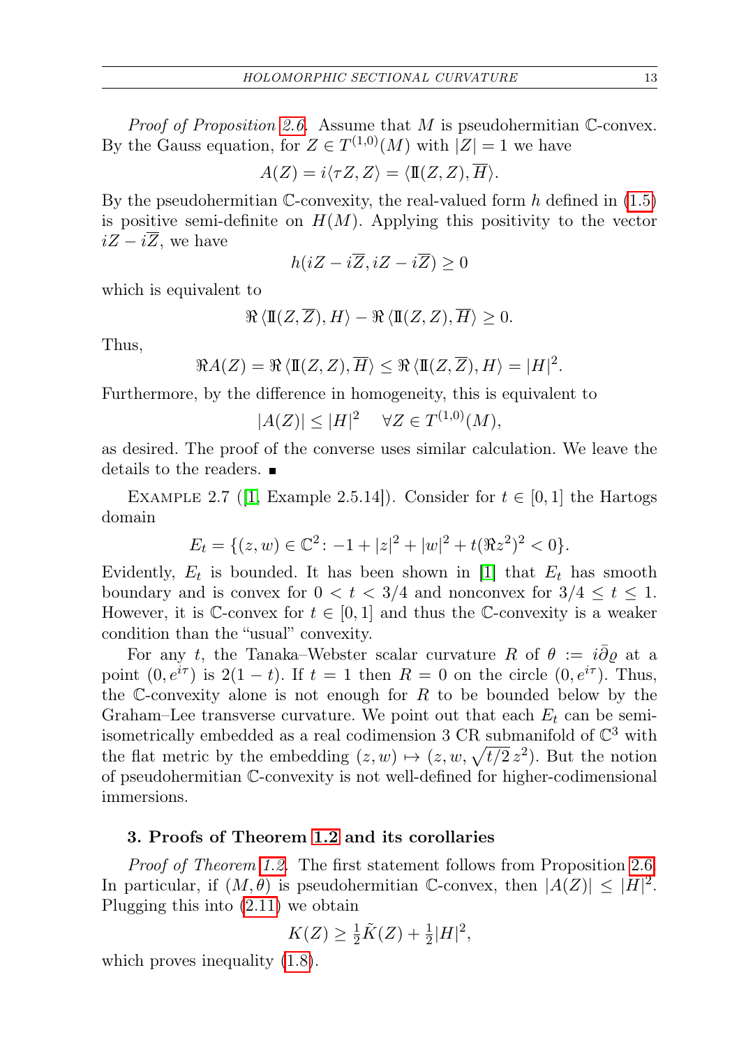*Proof of Proposition 2.6.* Assume that $M$ is pseudohermitian $\mathbb{C}$-convex. By the Gauss equation, for $Z \in T^{(1,0)}(M)$ with $|Z| = 1$ we have

$$A(Z) = i\langle \tau Z, Z\rangle = \langle \mathrm{II}(Z, Z), \overline{H}\rangle.$$

By the pseudohermitian $\mathbb{C}$-convexity, the real-valued form $h$ defined in (1.5) is positive semi-definite on $H(M)$. Applying this positivity to the vector $iZ - i\overline{Z}$, we have

$$h(iZ - i\overline{Z}, iZ - i\overline{Z}) \geq 0$$

which is equivalent to

$$\Re \langle \mathrm{II}(Z, \overline{Z}), H\rangle - \Re \langle \mathrm{II}(Z, Z), \overline{H}\rangle \geq 0.$$

Thus,

$$\Re A(Z) = \Re \langle \mathrm{II}(Z, Z), \overline{H}\rangle \leq \Re \langle \mathrm{II}(Z, \overline{Z}), H\rangle = |H|^2.$$

Furthermore, by the difference in homogeneity, this is equivalent to

$$|A(Z)| \leq |H|^2 \quad \forall Z \in T^{(1,0)}(M),$$

as desired. The proof of the converse uses similar calculation. We leave the details to the readers. ∎

EXAMPLE 2.7 ([1, Example 2.5.14]). Consider for $t \in [0, 1]$ the Hartogs domain

$$E_t = \{(z, w) \in \mathbb{C}^2 : -1 + |z|^2 + |w|^2 + t(\Re z^2)^2 < 0\}.$$

Evidently, $E_t$ is bounded. It has been shown in [1] that $E_t$ has smooth boundary and is convex for $0 < t < 3/4$ and nonconvex for $3/4 \leq t \leq 1$. However, it is $\mathbb{C}$-convex for $t \in [0, 1]$ and thus the $\mathbb{C}$-convexity is a weaker condition than the "usual" convexity.

For any $t$, the Tanaka–Webster scalar curvature $R$ of $\theta := i\bar{\partial}\varrho$ at a point $(0, e^{i\tau})$ is $2(1 - t)$. If $t = 1$ then $R = 0$ on the circle $(0, e^{i\tau})$. Thus, the $\mathbb{C}$-convexity alone is not enough for $R$ to be bounded below by the Graham–Lee transverse curvature. We point out that each $E_t$ can be semi-isometrically embedded as a real codimension 3 CR submanifold of $\mathbb{C}^3$ with the flat metric by the embedding $(z, w) \mapsto (z, w, \sqrt{t/2}\, z^2)$. But the notion of pseudohermitian $\mathbb{C}$-convexity is not well-defined for higher-codimensional immersions.

## 3. Proofs of Theorem 1.2 and its corollaries

*Proof of Theorem 1.2.* The first statement follows from Proposition 2.6. In particular, if $(M, \theta)$ is pseudohermitian $\mathbb{C}$-convex, then $|A(Z)| \leq |H|^2$. Plugging this into (2.11) we obtain

$$K(Z) \geq \tfrac{1}{2}\tilde{K}(Z) + \tfrac{1}{2}|H|^2,$$

which proves inequality (1.8).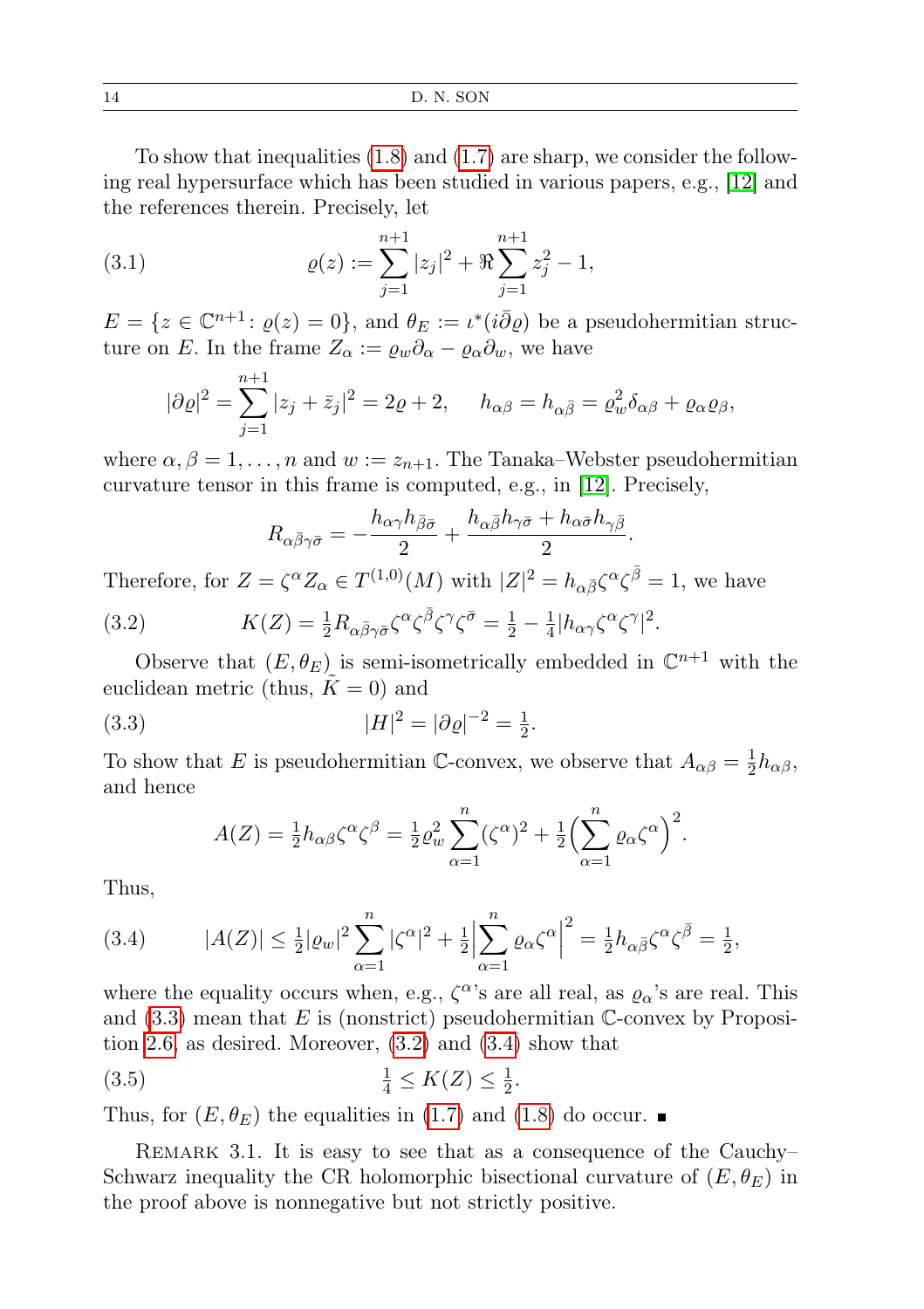To show that inequalities (1.8) and (1.7) are sharp, we consider the following real hypersurface which has been studied in various papers, e.g., [12] and the references therein. Precisely, let

$$\varrho(z) := \sum_{j=1}^{n+1} |z_j|^2 + \Re \sum_{j=1}^{n+1} z_j^2 - 1, \tag{3.1}$$

$E = \{z \in \mathbb{C}^{n+1} \colon \varrho(z) = 0\}$, and $\theta_E := \iota^*(i\bar{\partial}\varrho)$ be a pseudohermitian structure on $E$. In the frame $Z_\alpha := \varrho_w \partial_\alpha - \varrho_\alpha \partial_w$, we have

$$|\partial\varrho|^2 = \sum_{j=1}^{n+1} |z_j + \bar{z}_j|^2 = 2\varrho + 2, \qquad h_{\alpha\beta} = h_{\alpha\bar{\beta}} = \varrho_w^2 \delta_{\alpha\beta} + \varrho_\alpha \varrho_\beta,$$

where $\alpha, \beta = 1, \ldots, n$ and $w := z_{n+1}$. The Tanaka–Webster pseudohermitian curvature tensor in this frame is computed, e.g., in [12]. Precisely,

$$R_{\alpha\bar{\beta}\gamma\bar{\sigma}} = -\frac{h_{\alpha\gamma} h_{\bar{\beta}\bar{\sigma}}}{2} + \frac{h_{\alpha\bar{\beta}} h_{\gamma\bar{\sigma}} + h_{\alpha\bar{\sigma}} h_{\gamma\bar{\beta}}}{2}.$$

Therefore, for $Z = \zeta^\alpha Z_\alpha \in T^{(1,0)}(M)$ with $|Z|^2 = h_{\alpha\bar{\beta}} \zeta^\alpha \zeta^{\bar{\beta}} = 1$, we have

$$K(Z) = \tfrac{1}{2} R_{\alpha\bar{\beta}\gamma\bar{\sigma}} \zeta^\alpha \zeta^{\bar{\beta}} \zeta^\gamma \zeta^{\bar{\sigma}} = \tfrac{1}{2} - \tfrac{1}{4} |h_{\alpha\gamma} \zeta^\alpha \zeta^\gamma|^2. \tag{3.2}$$

Observe that $(E, \theta_E)$ is semi-isometrically embedded in $\mathbb{C}^{n+1}$ with the euclidean metric (thus, $\tilde{K} = 0$) and

$$|H|^2 = |\partial\varrho|^{-2} = \tfrac{1}{2}. \tag{3.3}$$

To show that $E$ is pseudohermitian $\mathbb{C}$-convex, we observe that $A_{\alpha\beta} = \frac{1}{2} h_{\alpha\beta}$, and hence

$$A(Z) = \tfrac{1}{2} h_{\alpha\beta} \zeta^\alpha \zeta^\beta = \tfrac{1}{2} \varrho_w^2 \sum_{\alpha=1}^{n} (\zeta^\alpha)^2 + \tfrac{1}{2} \Big( \sum_{\alpha=1}^{n} \varrho_\alpha \zeta^\alpha \Big)^2.$$

Thus,

$$|A(Z)| \le \tfrac{1}{2} |\varrho_w|^2 \sum_{\alpha=1}^{n} |\zeta^\alpha|^2 + \tfrac{1}{2} \Big| \sum_{\alpha=1}^{n} \varrho_\alpha \zeta^\alpha \Big|^2 = \tfrac{1}{2} h_{\alpha\bar{\beta}} \zeta^\alpha \zeta^{\bar{\beta}} = \tfrac{1}{2}, \tag{3.4}$$

where the equality occurs when, e.g., $\zeta^\alpha$'s are all real, as $\varrho_\alpha$'s are real. This and (3.3) mean that $E$ is (nonstrict) pseudohermitian $\mathbb{C}$-convex by Proposition 2.6, as desired. Moreover, (3.2) and (3.4) show that

$$\tfrac{1}{4} \le K(Z) \le \tfrac{1}{2}. \tag{3.5}$$

Thus, for $(E, \theta_E)$ the equalities in (1.7) and (1.8) do occur. ∎

Remark 3.1. It is easy to see that as a consequence of the Cauchy–Schwarz inequality the CR holomorphic bisectional curvature of $(E, \theta_E)$ in the proof above is nonnegative but not strictly positive.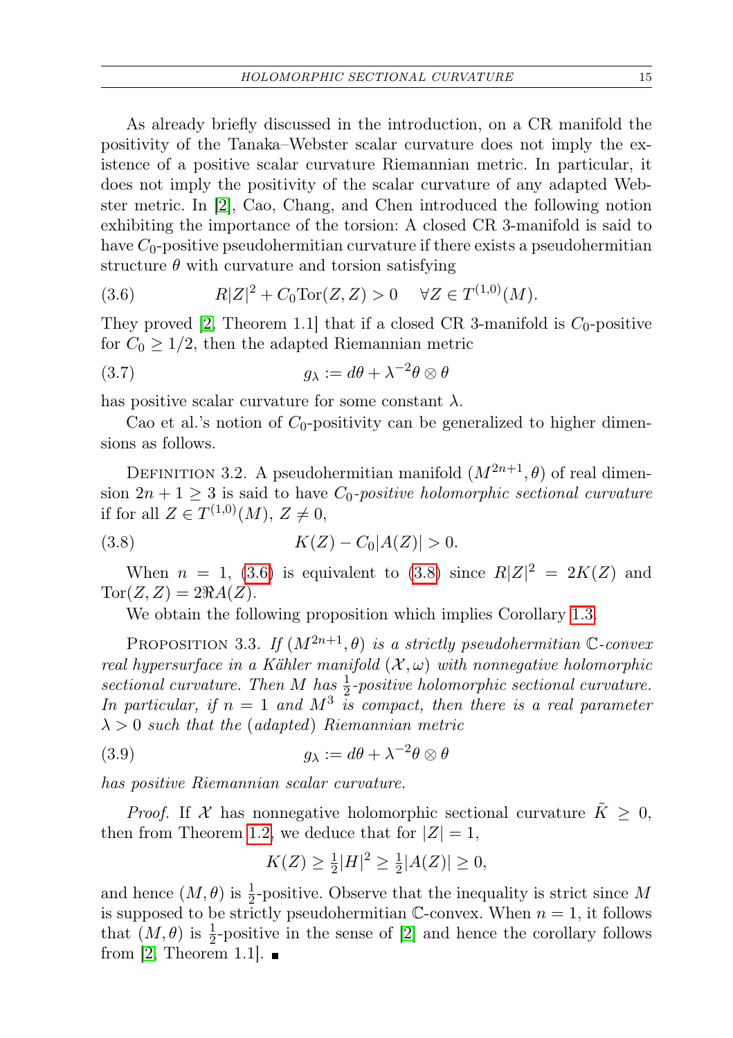As already briefly discussed in the introduction, on a CR manifold the positivity of the Tanaka–Webster scalar curvature does not imply the existence of a positive scalar curvature Riemannian metric. In particular, it does not imply the positivity of the scalar curvature of any adapted Webster metric. In [2], Cao, Chang, and Chen introduced the following notion exhibiting the importance of the torsion: A closed CR 3-manifold is said to have $C_0$-positive pseudohermitian curvature if there exists a pseudohermitian structure $\theta$ with curvature and torsion satisfying

$$R|Z|^2 + C_0 \mathrm{Tor}(Z,Z) > 0 \quad \forall Z \in T^{(1,0)}(M). \tag{3.6}$$

They proved [2, Theorem 1.1] that if a closed CR 3-manifold is $C_0$-positive for $C_0 \geq 1/2$, then the adapted Riemannian metric

$$g_\lambda := d\theta + \lambda^{-2}\theta \otimes \theta \tag{3.7}$$

has positive scalar curvature for some constant $\lambda$.

Cao et al.'s notion of $C_0$-positivity can be generalized to higher dimensions as follows.

Definition 3.2. A pseudohermitian manifold $(M^{2n+1}, \theta)$ of real dimension $2n+1 \geq 3$ is said to have *$C_0$-positive holomorphic sectional curvature* if for all $Z \in T^{(1,0)}(M)$, $Z \neq 0$,

$$K(Z) - C_0|A(Z)| > 0. \tag{3.8}$$

When $n = 1$, (3.6) is equivalent to (3.8) since $R|Z|^2 = 2K(Z)$ and $\mathrm{Tor}(Z,Z) = 2\Re A(Z)$.

We obtain the following proposition which implies Corollary 1.3.

Proposition 3.3. *If $(M^{2n+1}, \theta)$ is a strictly pseudohermitian $\mathbb{C}$-convex real hypersurface in a Kähler manifold $(\mathcal{X}, \omega)$ with nonnegative holomorphic sectional curvature. Then $M$ has $\frac{1}{2}$-positive holomorphic sectional curvature. In particular, if $n = 1$ and $M^3$ is compact, then there is a real parameter $\lambda > 0$ such that the (adapted) Riemannian metric*

$$g_\lambda := d\theta + \lambda^{-2}\theta \otimes \theta \tag{3.9}$$

*has positive Riemannian scalar curvature.*

*Proof.* If $\mathcal{X}$ has nonnegative holomorphic sectional curvature $\tilde{K} \geq 0$, then from Theorem 1.2, we deduce that for $|Z| = 1$,

$$K(Z) \geq \tfrac{1}{2}|H|^2 \geq \tfrac{1}{2}|A(Z)| \geq 0,$$

and hence $(M, \theta)$ is $\frac{1}{2}$-positive. Observe that the inequality is strict since $M$ is supposed to be strictly pseudohermitian $\mathbb{C}$-convex. When $n = 1$, it follows that $(M, \theta)$ is $\frac{1}{2}$-positive in the sense of [2] and hence the corollary follows from [2, Theorem 1.1]. ∎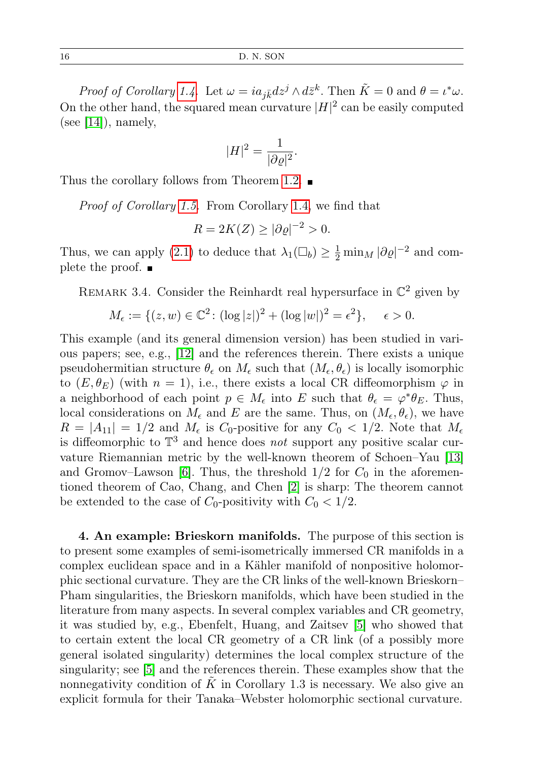*Proof of Corollary 1.4.* Let $\omega = i a_{j\bar{k}} dz^j \wedge d\bar{z}^k$. Then $\tilde{K} = 0$ and $\theta = \iota^* \omega$. On the other hand, the squared mean curvature $|H|^2$ can be easily computed (see [14]), namely,

$$|H|^2 = \frac{1}{|\partial \varrho|^2}.$$

Thus the corollary follows from Theorem 1.2. ∎

*Proof of Corollary 1.5.* From Corollary 1.4, we find that

$$R = 2K(Z) \geq |\partial \varrho|^{-2} > 0.$$

Thus, we can apply (2.1) to deduce that $\lambda_1(\Box_b) \geq \frac{1}{2} \min_M |\partial\varrho|^{-2}$ and complete the proof. ∎

Remark 3.4. Consider the Reinhardt real hypersurface in $\mathbb{C}^2$ given by

$$M_\epsilon := \{(z, w) \in \mathbb{C}^2 \colon (\log|z|)^2 + (\log|w|)^2 = \epsilon^2\}, \quad \epsilon > 0.$$

This example (and its general dimension version) has been studied in various papers; see, e.g., [12] and the references therein. There exists a unique pseudohermitian structure $\theta_\epsilon$ on $M_\epsilon$ such that $(M_\epsilon, \theta_\epsilon)$ is locally isomorphic to $(E, \theta_E)$ (with $n = 1$), i.e., there exists a local CR diffeomorphism $\varphi$ in a neighborhood of each point $p \in M_\epsilon$ into $E$ such that $\theta_\epsilon = \varphi^* \theta_E$. Thus, local considerations on $M_\epsilon$ and $E$ are the same. Thus, on $(M_\epsilon, \theta_\epsilon)$, we have $R = |A_{11}| = 1/2$ and $M_\epsilon$ is $C_0$-positive for any $C_0 < 1/2$. Note that $M_\epsilon$ is diffeomorphic to $\mathbb{T}^3$ and hence does *not* support any positive scalar curvature Riemannian metric by the well-known theorem of Schoen–Yau [13] and Gromov–Lawson [6]. Thus, the threshold $1/2$ for $C_0$ in the aforementioned theorem of Cao, Chang, and Chen [2] is sharp: The theorem cannot be extended to the case of $C_0$-positivity with $C_0 < 1/2$.

**4. An example: Brieskorn manifolds.** The purpose of this section is to present some examples of semi-isometrically immersed CR manifolds in a complex euclidean space and in a Kähler manifold of nonpositive holomorphic sectional curvature. They are the CR links of the well-known Brieskorn–Pham singularities, the Brieskorn manifolds, which have been studied in the literature from many aspects. In several complex variables and CR geometry, it was studied by, e.g., Ebenfelt, Huang, and Zaitsev [5] who showed that to certain extent the local CR geometry of a CR link (of a possibly more general isolated singularity) determines the local complex structure of the singularity; see [5] and the references therein. These examples show that the nonnegativity condition of $\tilde{K}$ in Corollary 1.3 is necessary. We also give an explicit formula for their Tanaka–Webster holomorphic sectional curvature.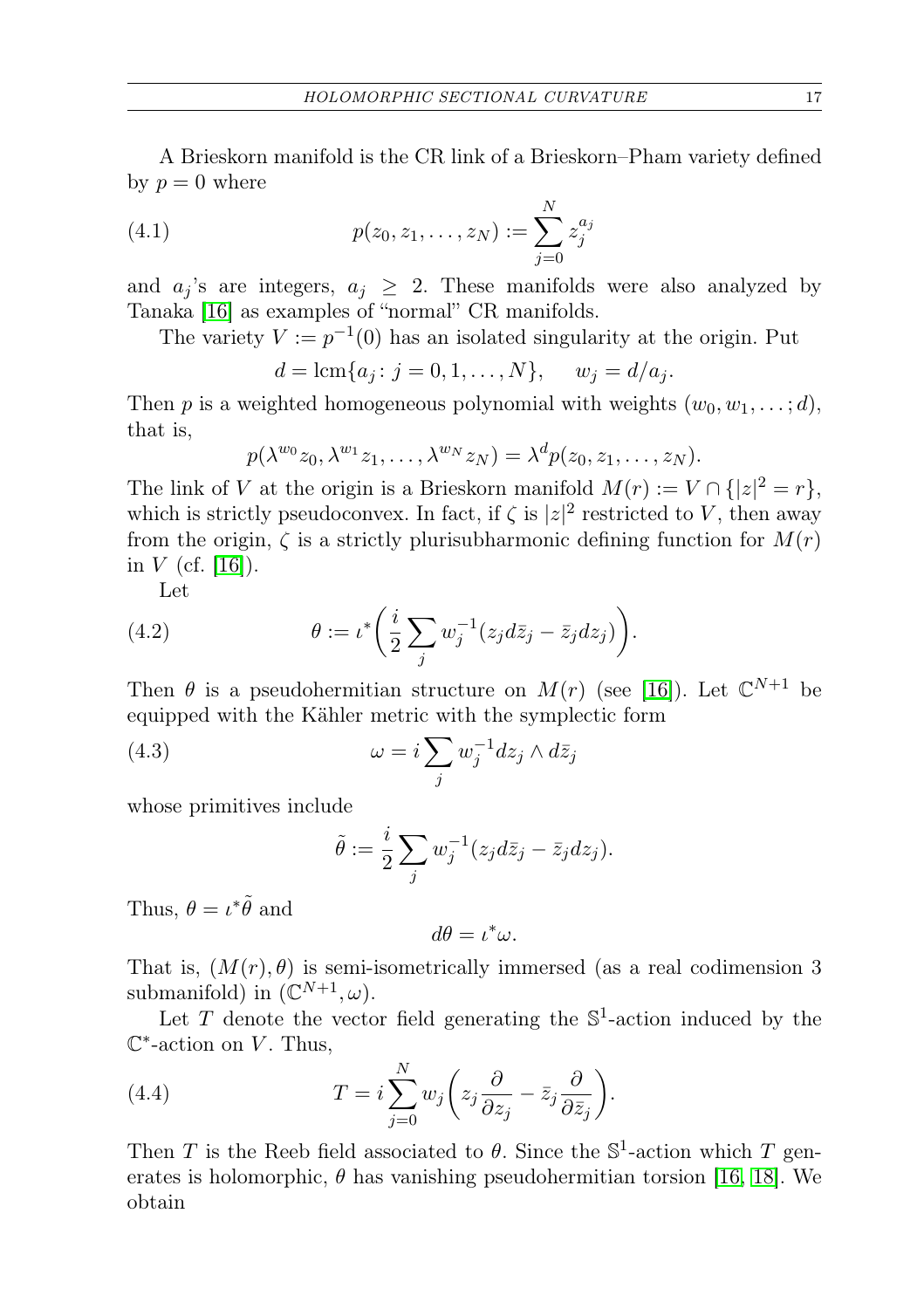A Brieskorn manifold is the CR link of a Brieskorn–Pham variety defined by $p = 0$ where

$$p(z_0, z_1, \ldots, z_N) := \sum_{j=0}^{N} z_j^{a_j} \tag{4.1}$$

and $a_j$'s are integers, $a_j \geq 2$. These manifolds were also analyzed by Tanaka [16] as examples of "normal" CR manifolds.

The variety $V := p^{-1}(0)$ has an isolated singularity at the origin. Put

$$d = \operatorname{lcm}\{a_j \colon j = 0, 1, \ldots, N\}, \quad w_j = d/a_j.$$

Then $p$ is a weighted homogeneous polynomial with weights $(w_0, w_1, \ldots; d)$, that is,

$$p(\lambda^{w_0} z_0, \lambda^{w_1} z_1, \ldots, \lambda^{w_N} z_N) = \lambda^d p(z_0, z_1, \ldots, z_N).$$

The link of $V$ at the origin is a Brieskorn manifold $M(r) := V \cap \{|z|^2 = r\}$, which is strictly pseudoconvex. In fact, if $\zeta$ is $|z|^2$ restricted to $V$, then away from the origin, $\zeta$ is a strictly plurisubharmonic defining function for $M(r)$ in $V$ (cf. [16]).

Let

$$\theta := \iota^* \left( \frac{i}{2} \sum_j w_j^{-1} (z_j d\bar{z}_j - \bar{z}_j dz_j) \right). \tag{4.2}$$

Then $\theta$ is a pseudohermitian structure on $M(r)$ (see [16]). Let $\mathbb{C}^{N+1}$ be equipped with the Kähler metric with the symplectic form

$$\omega = i \sum_j w_j^{-1} dz_j \wedge d\bar{z}_j \tag{4.3}$$

whose primitives include

$$\tilde{\theta} := \frac{i}{2} \sum_j w_j^{-1} (z_j d\bar{z}_j - \bar{z}_j dz_j).$$

Thus, $\theta = \iota^* \tilde{\theta}$ and

$$d\theta = \iota^* \omega.$$

That is, $(M(r), \theta)$ is semi-isometrically immersed (as a real codimension 3 submanifold) in $(\mathbb{C}^{N+1}, \omega)$.

Let $T$ denote the vector field generating the $\mathbb{S}^1$-action induced by the $\mathbb{C}^*$-action on $V$. Thus,

$$T = i \sum_{j=0}^{N} w_j \left( z_j \frac{\partial}{\partial z_j} - \bar{z}_j \frac{\partial}{\partial \bar{z}_j} \right). \tag{4.4}$$

Then $T$ is the Reeb field associated to $\theta$. Since the $\mathbb{S}^1$-action which $T$ generates is holomorphic, $\theta$ has vanishing pseudohermitian torsion [16, 18]. We obtain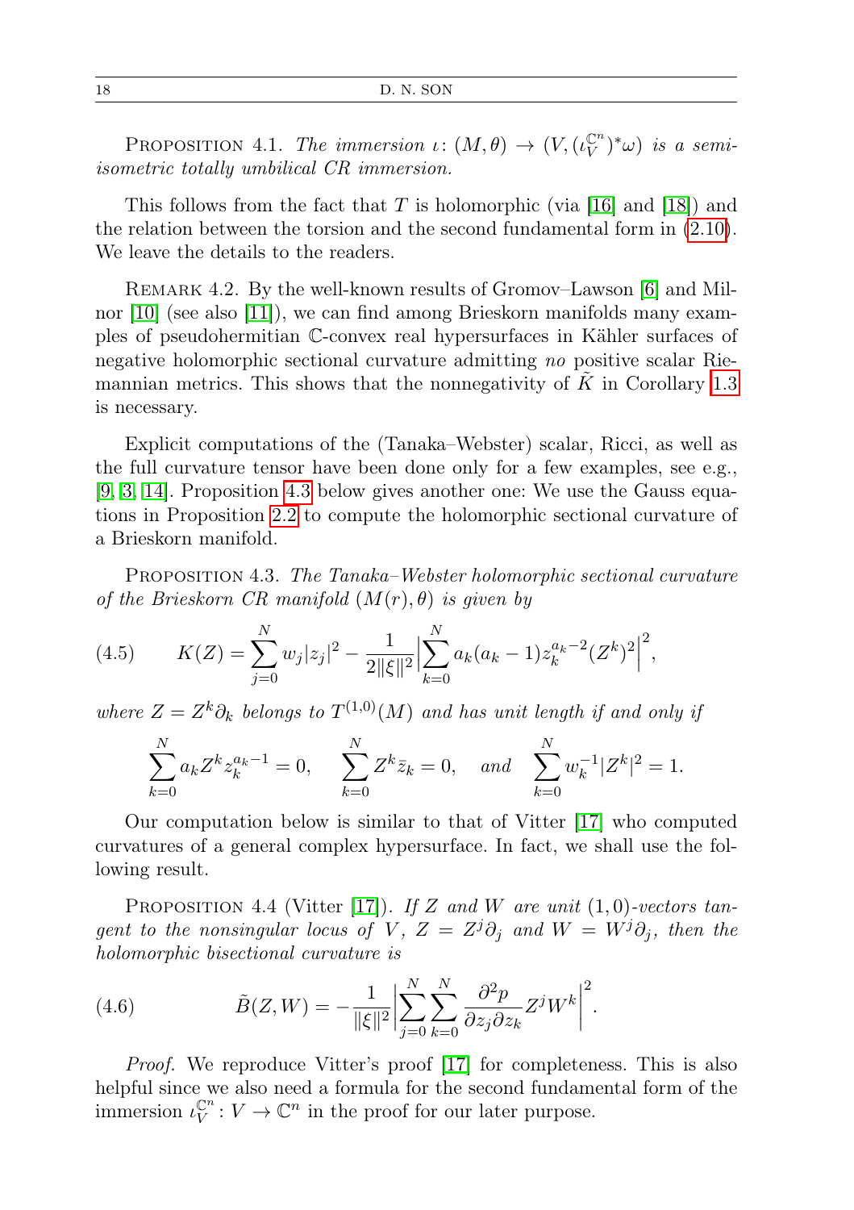Proposition 4.1. *The immersion $\iota\colon (M,\theta) \to (V, (\iota_V^{\mathbb{C}^n})^*\omega)$ is a semi-isometric totally umbilical CR immersion.*

This follows from the fact that $T$ is holomorphic (via [16] and [18]) and the relation between the torsion and the second fundamental form in (2.10). We leave the details to the readers.

Remark 4.2. By the well-known results of Gromov–Lawson [6] and Milnor [10] (see also [11]), we can find among Brieskorn manifolds many examples of pseudohermitian $\mathbb{C}$-convex real hypersurfaces in Kähler surfaces of negative holomorphic sectional curvature admitting *no* positive scalar Riemannian metrics. This shows that the nonnegativity of $\tilde{K}$ in Corollary 1.3 is necessary.

Explicit computations of the (Tanaka–Webster) scalar, Ricci, as well as the full curvature tensor have been done only for a few examples, see e.g., [9, 3, 14]. Proposition 4.3 below gives another one: We use the Gauss equations in Proposition 2.2 to compute the holomorphic sectional curvature of a Brieskorn manifold.

Proposition 4.3. *The Tanaka–Webster holomorphic sectional curvature of the Brieskorn CR manifold $(M(r), \theta)$ is given by*

$$K(Z) = \sum_{j=0}^{N} w_j |z_j|^2 - \frac{1}{2\|\xi\|^2}\Big|\sum_{k=0}^{N} a_k(a_k-1) z_k^{a_k-2}(Z^k)^2\Big|^2, \tag{4.5}$$

*where $Z = Z^k\partial_k$ belongs to $T^{(1,0)}(M)$ and has unit length if and only if*

$$\sum_{k=0}^{N} a_k Z^k z_k^{a_k-1} = 0, \quad \sum_{k=0}^{N} Z^k \bar{z}_k = 0, \quad \textit{and} \quad \sum_{k=0}^{N} w_k^{-1}|Z^k|^2 = 1.$$

Our computation below is similar to that of Vitter [17] who computed curvatures of a general complex hypersurface. In fact, we shall use the following result.

Proposition 4.4 (Vitter [17]). *If $Z$ and $W$ are unit $(1,0)$-vectors tangent to the nonsingular locus of $V$, $Z = Z^j\partial_j$ and $W = W^j\partial_j$, then the holomorphic bisectional curvature is*

$$\tilde{B}(Z,W) = -\frac{1}{\|\xi\|^2}\Big|\sum_{j=0}^{N}\sum_{k=0}^{N} \frac{\partial^2 p}{\partial z_j \partial z_k} Z^j W^k\Big|^2. \tag{4.6}$$

*Proof.* We reproduce Vitter's proof [17] for completeness. This is also helpful since we also need a formula for the second fundamental form of the immersion $\iota_V^{\mathbb{C}^n} : V \to \mathbb{C}^n$ in the proof for our later purpose.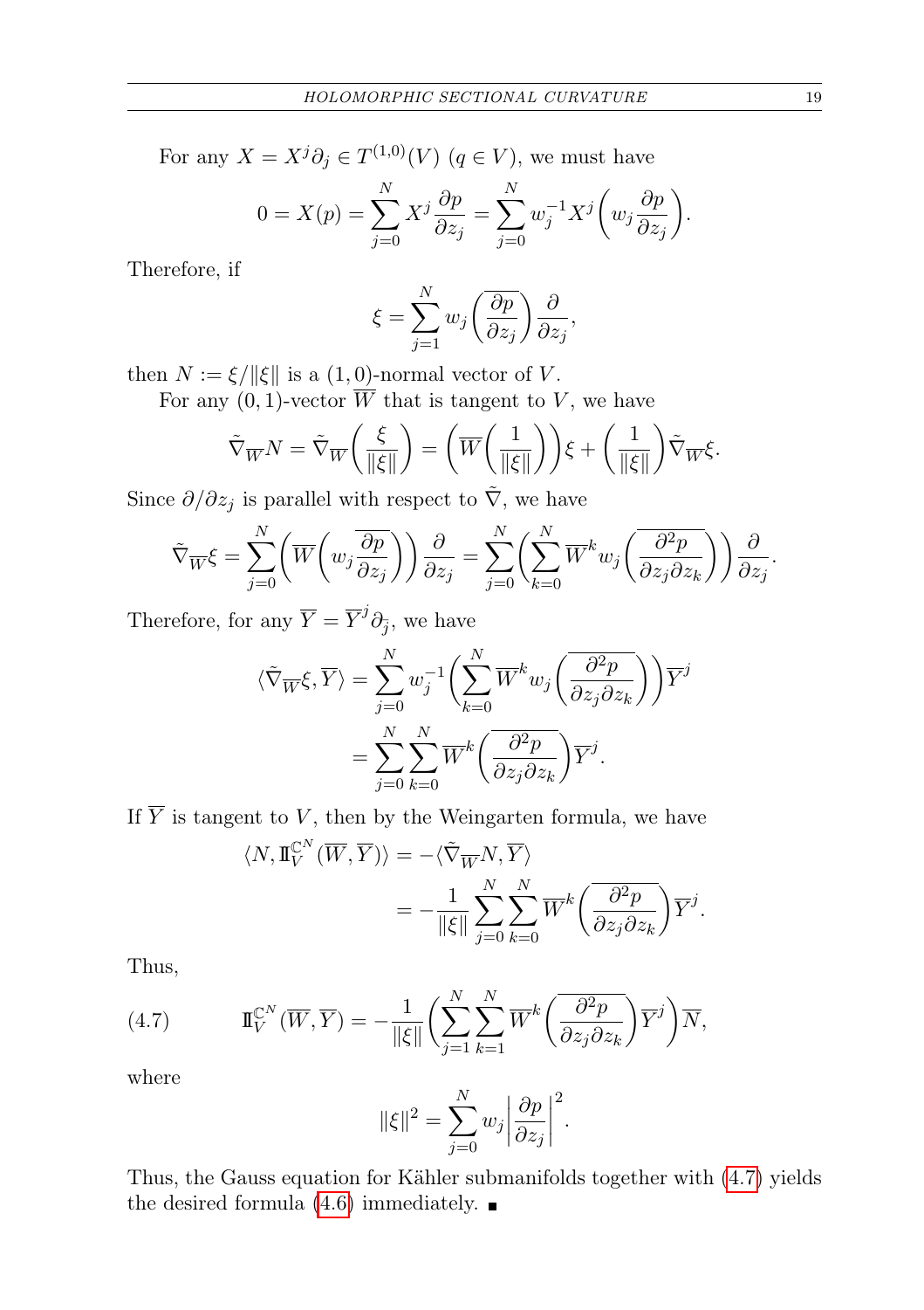For any $X = X^j \partial_j \in T^{(1,0)}(V)$ $(q \in V)$, we must have

$$0 = X(p) = \sum_{j=0}^{N} X^j \frac{\partial p}{\partial z_j} = \sum_{j=0}^{N} w_j^{-1} X^j \bigg( w_j \frac{\partial p}{\partial z_j} \bigg).$$

Therefore, if

$$\xi = \sum_{j=1}^{N} w_j \bigg( \overline{\frac{\partial p}{\partial z_j}} \bigg) \frac{\partial}{\partial z_j},$$

then $N := \xi / \|\xi\|$ is a $(1,0)$-normal vector of $V$.

For any $(0,1)$-vector $\overline{W}$ that is tangent to $V$, we have

$$\tilde{\nabla}_{\overline{W}} N = \tilde{\nabla}_{\overline{W}} \bigg( \frac{\xi}{\|\xi\|} \bigg) = \bigg( \overline{W} \bigg( \frac{1}{\|\xi\|} \bigg) \bigg) \xi + \bigg( \frac{1}{\|\xi\|} \bigg) \tilde{\nabla}_{\overline{W}} \xi.$$

Since $\partial / \partial z_j$ is parallel with respect to $\tilde{\nabla}$, we have

$$\tilde{\nabla}_{\overline{W}} \xi = \sum_{j=0}^{N} \bigg( \overline{W} \bigg( w_j \overline{\frac{\partial p}{\partial z_j}} \bigg) \bigg) \frac{\partial}{\partial z_j} = \sum_{j=0}^{N} \bigg( \sum_{k=0}^{N} \overline{W}^k w_j \bigg( \overline{\frac{\partial^2 p}{\partial z_j \partial z_k}} \bigg) \bigg) \frac{\partial}{\partial z_j}.$$

Therefore, for any $\overline{Y} = \overline{Y}^j \partial_{\bar{j}}$, we have

$$\begin{aligned}
\langle \tilde{\nabla}_{\overline{W}} \xi, \overline{Y} \rangle &= \sum_{j=0}^{N} w_j^{-1} \bigg( \sum_{k=0}^{N} \overline{W}^k w_j \bigg( \overline{\frac{\partial^2 p}{\partial z_j \partial z_k}} \bigg) \bigg) \overline{Y}^j \\
&= \sum_{j=0}^{N} \sum_{k=0}^{N} \overline{W}^k \bigg( \overline{\frac{\partial^2 p}{\partial z_j \partial z_k}} \bigg) \overline{Y}^j.
\end{aligned}$$

If $\overline{Y}$ is tangent to $V$, then by the Weingarten formula, we have

$$\begin{aligned}
\langle N, \mathrm{II}_V^{\mathbb{C}^N}(\overline{W}, \overline{Y}) \rangle &= - \langle \tilde{\nabla}_{\overline{W}} N, \overline{Y} \rangle \\
&= - \frac{1}{\|\xi\|} \sum_{j=0}^{N} \sum_{k=0}^{N} \overline{W}^k \bigg( \overline{\frac{\partial^2 p}{\partial z_j \partial z_k}} \bigg) \overline{Y}^j.
\end{aligned}$$

Thus,

$$\mathrm{II}_V^{\mathbb{C}^N}(\overline{W}, \overline{Y}) = - \frac{1}{\|\xi\|} \bigg( \sum_{j=1}^{N} \sum_{k=1}^{N} \overline{W}^k \bigg( \overline{\frac{\partial^2 p}{\partial z_j \partial z_k}} \bigg) \overline{Y}^j \bigg) \overline{N}, \tag{4.7}$$

where

$$\|\xi\|^2 = \sum_{j=0}^{N} w_j \bigg| \frac{\partial p}{\partial z_j} \bigg|^2.$$

Thus, the Gauss equation for Kähler submanifolds together with (4.7) yields the desired formula (4.6) immediately. ∎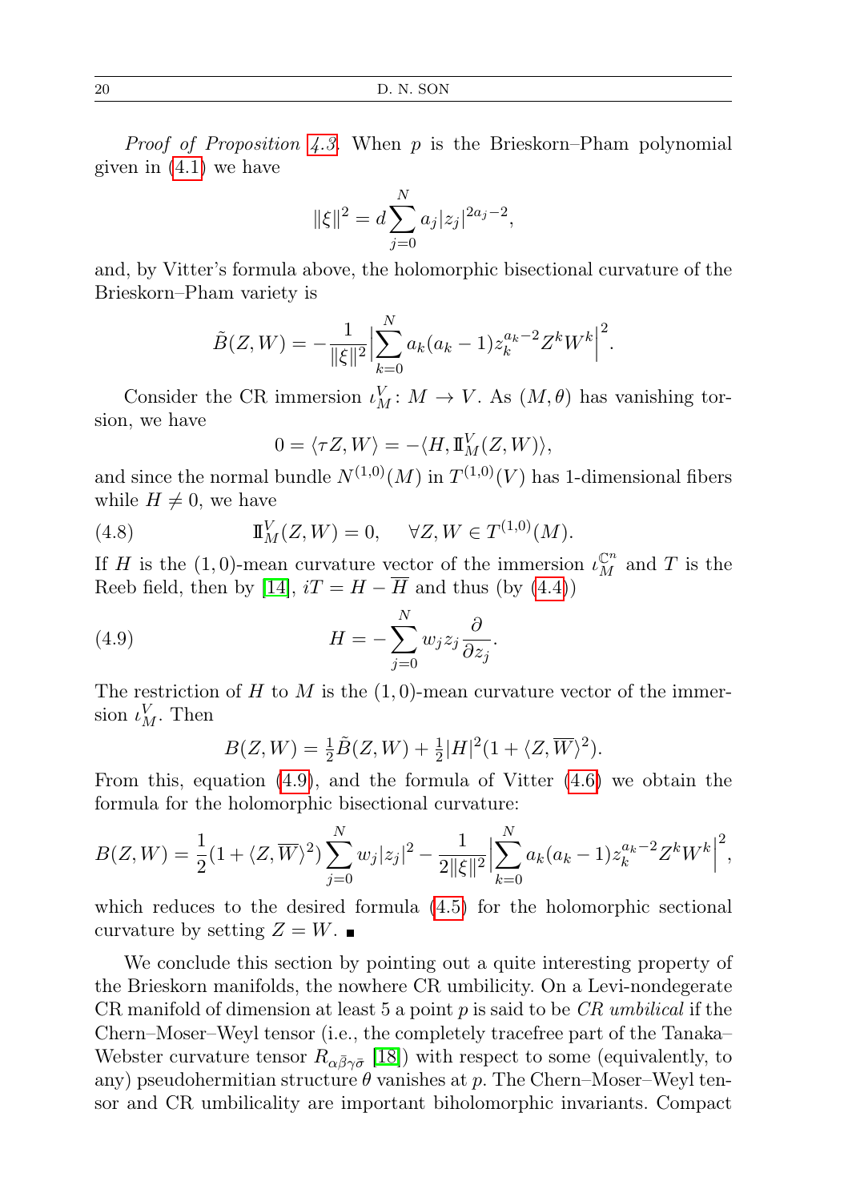*Proof of Proposition 4.3.* When $p$ is the Brieskorn–Pham polynomial given in (4.1) we have

$$\|\xi\|^2 = d\sum_{j=0}^{N} a_j |z_j|^{2a_j-2},$$

and, by Vitter's formula above, the holomorphic bisectional curvature of the Brieskorn–Pham variety is

$$\tilde{B}(Z,W) = -\frac{1}{\|\xi\|^2}\Big|\sum_{k=0}^{N} a_k(a_k-1) z_k^{a_k-2} Z^k W^k\Big|^2.$$

Consider the CR immersion $\iota_M^V\colon M \to V$. As $(M,\theta)$ has vanishing torsion, we have

$$0 = \langle \tau Z, W\rangle = -\langle H, \mathrm{I\!I}_M^V(Z,W)\rangle,$$

and since the normal bundle $N^{(1,0)}(M)$ in $T^{(1,0)}(V)$ has 1-dimensional fibers while $H \neq 0$, we have

$$\mathrm{I\!I}_M^V(Z,W) = 0, \quad \forall Z, W \in T^{(1,0)}(M). \tag{4.8}$$

If $H$ is the $(1,0)$-mean curvature vector of the immersion $\iota_M^{\mathbb{C}^n}$ and $T$ is the Reeb field, then by [14], $iT = H - \overline{H}$ and thus (by (4.4))

$$H = -\sum_{j=0}^{N} w_j z_j \frac{\partial}{\partial z_j}. \tag{4.9}$$

The restriction of $H$ to $M$ is the $(1,0)$-mean curvature vector of the immersion $\iota_M^V$. Then

$$B(Z,W) = \tfrac{1}{2}\tilde{B}(Z,W) + \tfrac{1}{2}|H|^2(1+\langle Z, \overline{W}\rangle^2).$$

From this, equation (4.9), and the formula of Vitter (4.6) we obtain the formula for the holomorphic bisectional curvature:

$$B(Z,W) = \frac{1}{2}(1+\langle Z,\overline{W}\rangle^2)\sum_{j=0}^{N} w_j|z_j|^2 - \frac{1}{2\|\xi\|^2}\Big|\sum_{k=0}^{N} a_k(a_k-1)z_k^{a_k-2}Z^kW^k\Big|^2,$$

which reduces to the desired formula (4.5) for the holomorphic sectional curvature by setting $Z = W$. ∎

We conclude this section by pointing out a quite interesting property of the Brieskorn manifolds, the nowhere CR umbilicity. On a Levi-nondegerate CR manifold of dimension at least 5 a point $p$ is said to be *CR umbilical* if the Chern–Moser–Weyl tensor (i.e., the completely tracefree part of the Tanaka–Webster curvature tensor $R_{\alpha\bar{\beta}\gamma\bar{\sigma}}$ [18]) with respect to some (equivalently, to any) pseudohermitian structure $\theta$ vanishes at $p$. The Chern–Moser–Weyl tensor and CR umbilicality are important biholomorphic invariants. Compact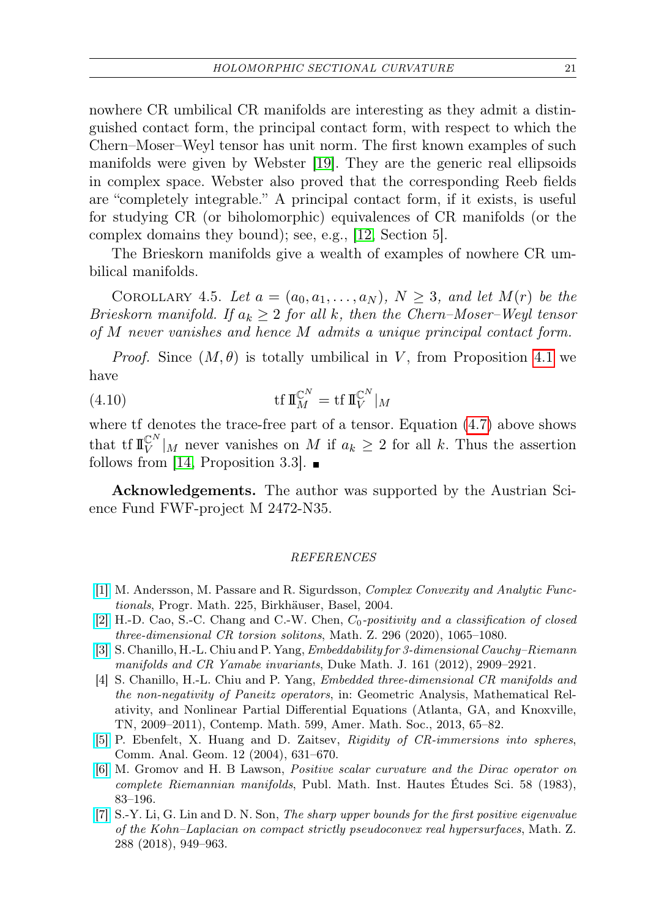nowhere CR umbilical CR manifolds are interesting as they admit a distinguished contact form, the principal contact form, with respect to which the Chern–Moser–Weyl tensor has unit norm. The first known examples of such manifolds were given by Webster [19]. They are the generic real ellipsoids in complex space. Webster also proved that the corresponding Reeb fields are "completely integrable." A principal contact form, if it exists, is useful for studying CR (or biholomorphic) equivalences of CR manifolds (or the complex domains they bound); see, e.g., [12, Section 5].

The Brieskorn manifolds give a wealth of examples of nowhere CR umbilical manifolds.

Corollary 4.5. *Let $a = (a_0, a_1, \dots, a_N)$, $N \geq 3$, and let $M(r)$ be the Brieskorn manifold. If $a_k \geq 2$ for all $k$, then the Chern–Moser–Weyl tensor of $M$ never vanishes and hence $M$ admits a unique principal contact form.*

*Proof.* Since $(M, \theta)$ is totally umbilical in $V$, from Proposition 4.1 we have

$$\operatorname{tf} \mathbb{I}_M^{\mathbb{C}^N} = \operatorname{tf} \mathbb{I}_V^{\mathbb{C}^N}|_M \tag{4.10}$$

where tf denotes the trace-free part of a tensor. Equation (4.7) above shows that $\operatorname{tf} \mathbb{I}_V^{\mathbb{C}^N}|_M$ never vanishes on $M$ if $a_k \geq 2$ for all $k$. Thus the assertion follows from [14, Proposition 3.3]. ∎

**Acknowledgements.** The author was supported by the Austrian Science Fund FWF-project M 2472-N35.

## REFERENCES

[1] M. Andersson, M. Passare and R. Sigurdsson, *Complex Convexity and Analytic Functionals*, Progr. Math. 225, Birkhäuser, Basel, 2004.

[2] H.-D. Cao, S.-C. Chang and C.-W. Chen, *$C_0$-positivity and a classification of closed three-dimensional CR torsion solitons*, Math. Z. 296 (2020), 1065–1080.

[3] S. Chanillo, H.-L. Chiu and P. Yang, *Embeddability for 3-dimensional Cauchy–Riemann manifolds and CR Yamabe invariants*, Duke Math. J. 161 (2012), 2909–2921.

[4] S. Chanillo, H.-L. Chiu and P. Yang, *Embedded three-dimensional CR manifolds and the non-negativity of Paneitz operators*, in: Geometric Analysis, Mathematical Relativity, and Nonlinear Partial Differential Equations (Atlanta, GA, and Knoxville, TN, 2009–2011), Contemp. Math. 599, Amer. Math. Soc., 2013, 65–82.

[5] P. Ebenfelt, X. Huang and D. Zaitsev, *Rigidity of CR-immersions into spheres*, Comm. Anal. Geom. 12 (2004), 631–670.

[6] M. Gromov and H. B Lawson, *Positive scalar curvature and the Dirac operator on complete Riemannian manifolds*, Publ. Math. Inst. Hautes Études Sci. 58 (1983), 83–196.

[7] S.-Y. Li, G. Lin and D. N. Son, *The sharp upper bounds for the first positive eigenvalue of the Kohn–Laplacian on compact strictly pseudoconvex real hypersurfaces*, Math. Z. 288 (2018), 949–963.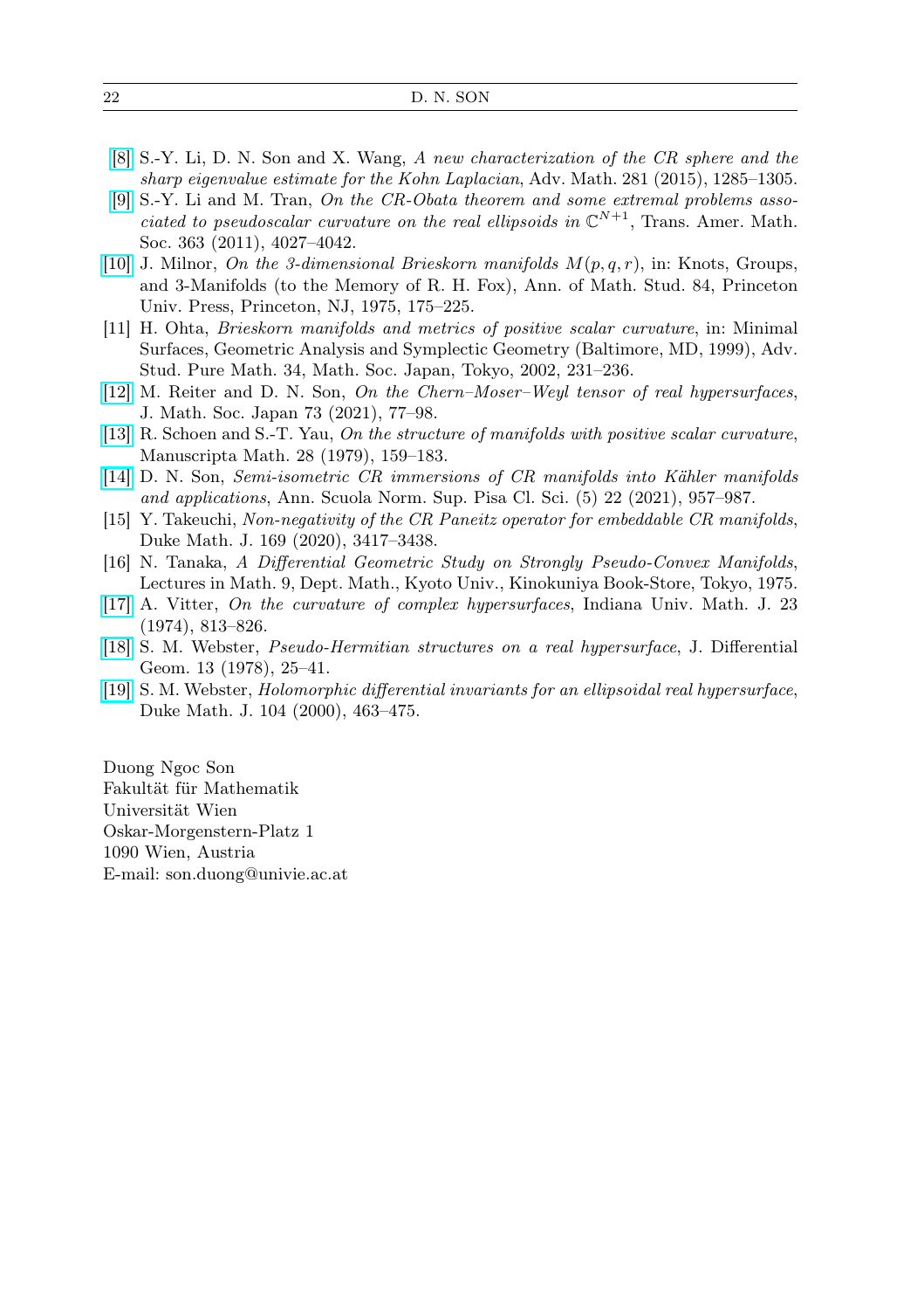[8] S.-Y. Li, D. N. Son and X. Wang, *A new characterization of the CR sphere and the sharp eigenvalue estimate for the Kohn Laplacian*, Adv. Math. 281 (2015), 1285–1305.

[9] S.-Y. Li and M. Tran, *On the CR-Obata theorem and some extremal problems associated to pseudoscalar curvature on the real ellipsoids in* $\mathbb{C}^{N+1}$, Trans. Amer. Math. Soc. 363 (2011), 4027–4042.

[10] J. Milnor, *On the 3-dimensional Brieskorn manifolds* $M(p,q,r)$, in: Knots, Groups, and 3-Manifolds (to the Memory of R. H. Fox), Ann. of Math. Stud. 84, Princeton Univ. Press, Princeton, NJ, 1975, 175–225.

[11] H. Ohta, *Brieskorn manifolds and metrics of positive scalar curvature*, in: Minimal Surfaces, Geometric Analysis and Symplectic Geometry (Baltimore, MD, 1999), Adv. Stud. Pure Math. 34, Math. Soc. Japan, Tokyo, 2002, 231–236.

[12] M. Reiter and D. N. Son, *On the Chern–Moser–Weyl tensor of real hypersurfaces*, J. Math. Soc. Japan 73 (2021), 77–98.

[13] R. Schoen and S.-T. Yau, *On the structure of manifolds with positive scalar curvature*, Manuscripta Math. 28 (1979), 159–183.

[14] D. N. Son, *Semi-isometric CR immersions of CR manifolds into Kähler manifolds and applications*, Ann. Scuola Norm. Sup. Pisa Cl. Sci. (5) 22 (2021), 957–987.

[15] Y. Takeuchi, *Non-negativity of the CR Paneitz operator for embeddable CR manifolds*, Duke Math. J. 169 (2020), 3417–3438.

[16] N. Tanaka, *A Differential Geometric Study on Strongly Pseudo-Convex Manifolds*, Lectures in Math. 9, Dept. Math., Kyoto Univ., Kinokuniya Book-Store, Tokyo, 1975.

[17] A. Vitter, *On the curvature of complex hypersurfaces*, Indiana Univ. Math. J. 23 (1974), 813–826.

[18] S. M. Webster, *Pseudo-Hermitian structures on a real hypersurface*, J. Differential Geom. 13 (1978), 25–41.

[19] S. M. Webster, *Holomorphic differential invariants for an ellipsoidal real hypersurface*, Duke Math. J. 104 (2000), 463–475.

Duong Ngoc Son
Fakultät für Mathematik
Universität Wien
Oskar-Morgenstern-Platz 1
1090 Wien, Austria
E-mail: son.duong@univie.ac.at